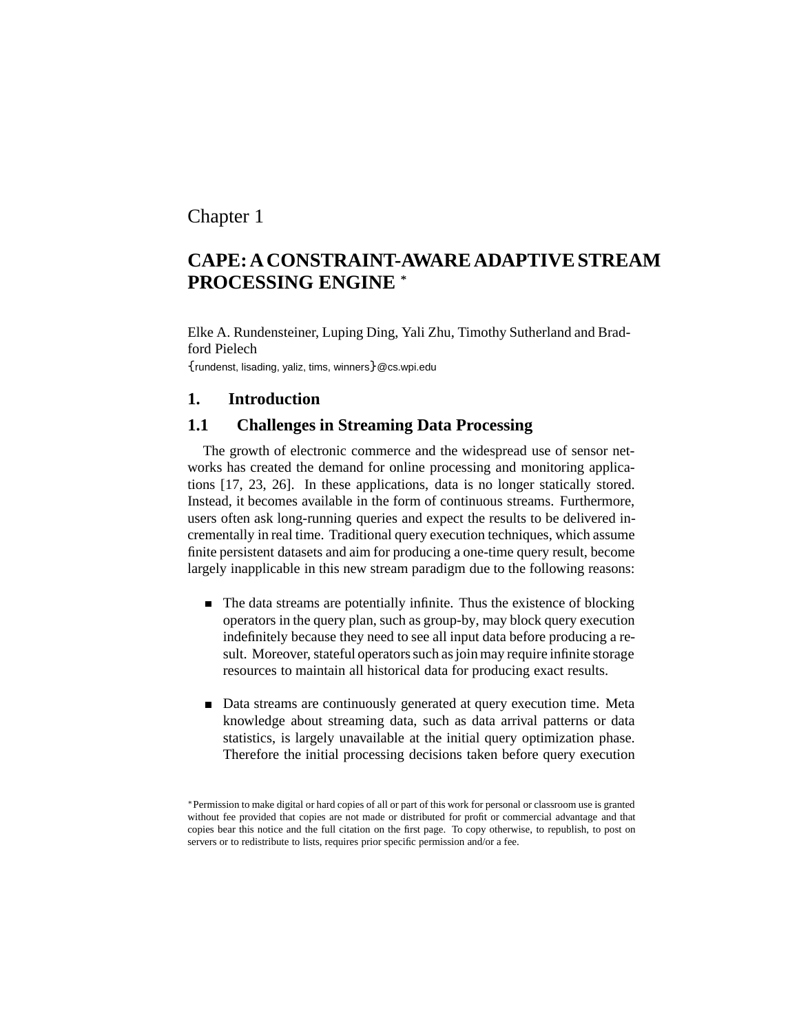Chapter 1

# CAPE: A CONSTRAINT-AWARE ADAPTIVE STREAM PROCESSING ENGINE *

Elke A. Rundensteiner, Luping Ding, Yali Zhu, Timothy Sutherland and Bradford Pielech

{rundenst, lisading, yaliz, tims, winners}@cs.wpi.edu

## 1. Introduction

### 1.1 Challenges in Streaming Data Processing

The growth of electronic commerce and the widespread use of sensor networks has created the demand for online processing and monitoring applications [17, 23, 26]. In these applications, data is no longer statically stored. Instead, it becomes available in the form of continuous streams. Furthermore, users often ask long-running queries and expect the results to be delivered incrementally in real time. Traditional query execution techniques, which assume finite persistent datasets and aim for producing a one-time query result, become largely inapplicable in this new stream paradigm due to the following reasons:

- The data streams are potentially infinite. Thus the existence of blocking operators in the query plan, such as group-by, may block query execution indefinitely because they need to see all input data before producing a result. Moreover, stateful operators such as join may require infinite storage resources to maintain all historical data for producing exact results.

- Data streams are continuously generated at query execution time. Meta knowledge about streaming data, such as data arrival patterns or data statistics, is largely unavailable at the initial query optimization phase. Therefore the initial processing decisions taken before query execution

*Permission to make digital or hard copies of all or part of this work for personal or classroom use is granted without fee provided that copies are not made or distributed for profit or commercial advantage and that copies bear this notice and the full citation on the first page. To copy otherwise, to republish, to post on servers or to redistribute to lists, requires prior specific permission and/or a fee.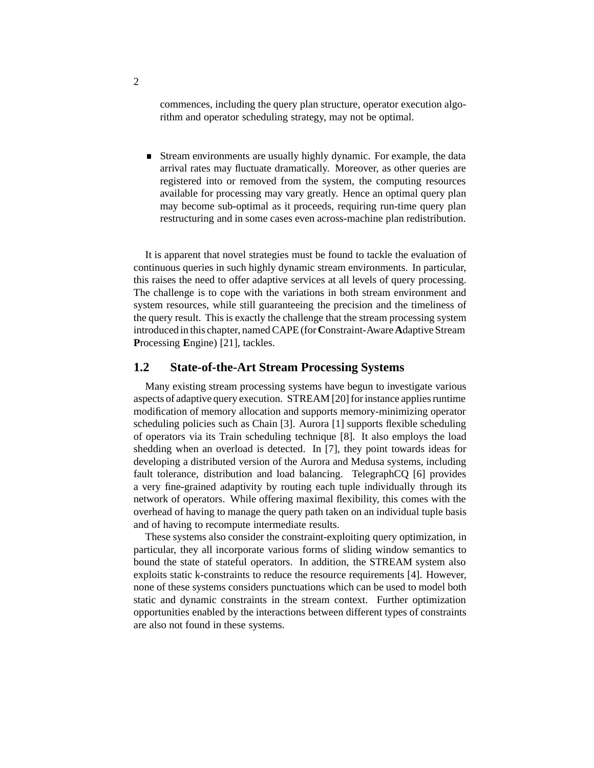commences, including the query plan structure, operator execution algorithm and operator scheduling strategy, may not be optimal.

- Stream environments are usually highly dynamic. For example, the data arrival rates may fluctuate dramatically. Moreover, as other queries are registered into or removed from the system, the computing resources available for processing may vary greatly. Hence an optimal query plan may become sub-optimal as it proceeds, requiring run-time query plan restructuring and in some cases even across-machine plan redistribution.

It is apparent that novel strategies must be found to tackle the evaluation of continuous queries in such highly dynamic stream environments. In particular, this raises the need to offer adaptive services at all levels of query processing. The challenge is to cope with the variations in both stream environment and system resources, while still guaranteeing the precision and the timeliness of the query result. This is exactly the challenge that the stream processing system introduced in this chapter, named CAPE (for **C**onstraint-Aware **A**daptive Stream **P**rocessing **E**ngine) [21], tackles.

## 1.2 State-of-the-Art Stream Processing Systems

Many existing stream processing systems have begun to investigate various aspects of adaptive query execution. STREAM [20] for instance applies runtime modification of memory allocation and supports memory-minimizing operator scheduling policies such as Chain [3]. Aurora [1] supports flexible scheduling of operators via its Train scheduling technique [8]. It also employs the load shedding when an overload is detected. In [7], they point towards ideas for developing a distributed version of the Aurora and Medusa systems, including fault tolerance, distribution and load balancing. TelegraphCQ [6] provides a very fine-grained adaptivity by routing each tuple individually through its network of operators. While offering maximal flexibility, this comes with the overhead of having to manage the query path taken on an individual tuple basis and of having to recompute intermediate results.

These systems also consider the constraint-exploiting query optimization, in particular, they all incorporate various forms of sliding window semantics to bound the state of stateful operators. In addition, the STREAM system also exploits static k-constraints to reduce the resource requirements [4]. However, none of these systems considers punctuations which can be used to model both static and dynamic constraints in the stream context. Further optimization opportunities enabled by the interactions between different types of constraints are also not found in these systems.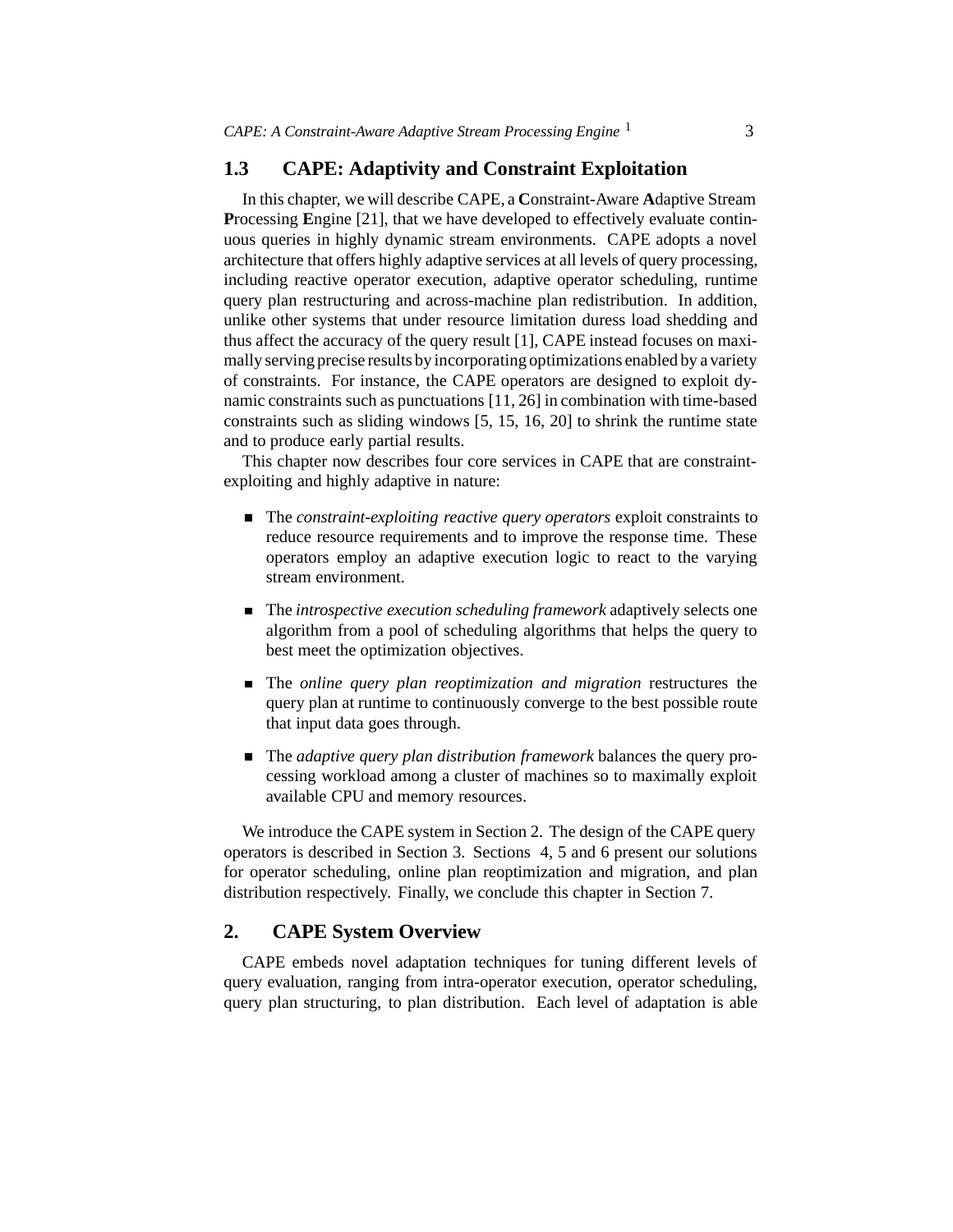## 1.3 CAPE: Adaptivity and Constraint Exploitation

In this chapter, we will describe CAPE, a **C**onstraint-Aware **A**daptive Stream **P**rocessing **E**ngine [21], that we have developed to effectively evaluate continuous queries in highly dynamic stream environments. CAPE adopts a novel architecture that offers highly adaptive services at all levels of query processing, including reactive operator execution, adaptive operator scheduling, runtime query plan restructuring and across-machine plan redistribution. In addition, unlike other systems that under resource limitation duress load shedding and thus affect the accuracy of the query result [1], CAPE instead focuses on maximally serving precise results by incorporating optimizations enabled by a variety of constraints. For instance, the CAPE operators are designed to exploit dynamic constraints such as punctuations [11, 26] in combination with time-based constraints such as sliding windows [5, 15, 16, 20] to shrink the runtime state and to produce early partial results.

This chapter now describes four core services in CAPE that are constraint-exploiting and highly adaptive in nature:

- The *constraint-exploiting reactive query operators* exploit constraints to reduce resource requirements and to improve the response time. These operators employ an adaptive execution logic to react to the varying stream environment.
- The *introspective execution scheduling framework* adaptively selects one algorithm from a pool of scheduling algorithms that helps the query to best meet the optimization objectives.
- The *online query plan reoptimization and migration* restructures the query plan at runtime to continuously converge to the best possible route that input data goes through.
- The *adaptive query plan distribution framework* balances the query processing workload among a cluster of machines so to maximally exploit available CPU and memory resources.

We introduce the CAPE system in Section 2. The design of the CAPE query operators is described in Section 3. Sections 4, 5 and 6 present our solutions for operator scheduling, online plan reoptimization and migration, and plan distribution respectively. Finally, we conclude this chapter in Section 7.

# 2. CAPE System Overview

CAPE embeds novel adaptation techniques for tuning different levels of query evaluation, ranging from intra-operator execution, operator scheduling, query plan structuring, to plan distribution. Each level of adaptation is able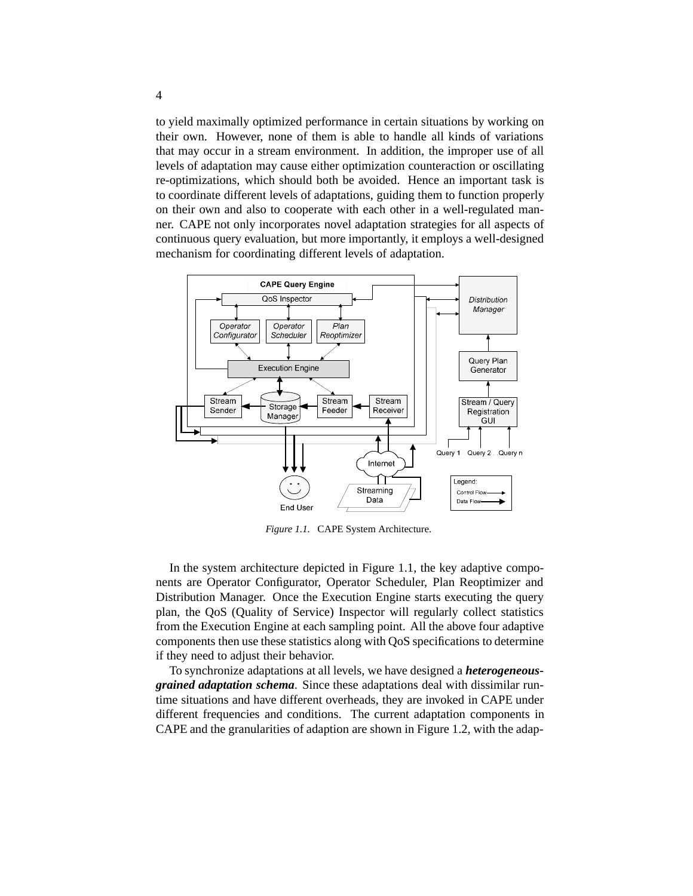to yield maximally optimized performance in certain situations by working on their own. However, none of them is able to handle all kinds of variations that may occur in a stream environment. In addition, the improper use of all levels of adaptation may cause either optimization counteraction or oscillating re-optimizations, which should both be avoided. Hence an important task is to coordinate different levels of adaptations, guiding them to function properly on their own and also to cooperate with each other in a well-regulated manner. CAPE not only incorporates novel adaptation strategies for all aspects of continuous query evaluation, but more importantly, it employs a well-designed mechanism for coordinating different levels of adaptation.

*Figure 1.1.* CAPE System Architecture.

In the system architecture depicted in Figure 1.1, the key adaptive components are Operator Configurator, Operator Scheduler, Plan Reoptimizer and Distribution Manager. Once the Execution Engine starts executing the query plan, the QoS (Quality of Service) Inspector will regularly collect statistics from the Execution Engine at each sampling point. All the above four adaptive components then use these statistics along with QoS specifications to determine if they need to adjust their behavior.

To synchronize adaptations at all levels, we have designed a ***heterogeneous-grained adaptation schema***. Since these adaptations deal with dissimilar runtime situations and have different overheads, they are invoked in CAPE under different frequencies and conditions. The current adaptation components in CAPE and the granularities of adaption are shown in Figure 1.2, with the adap-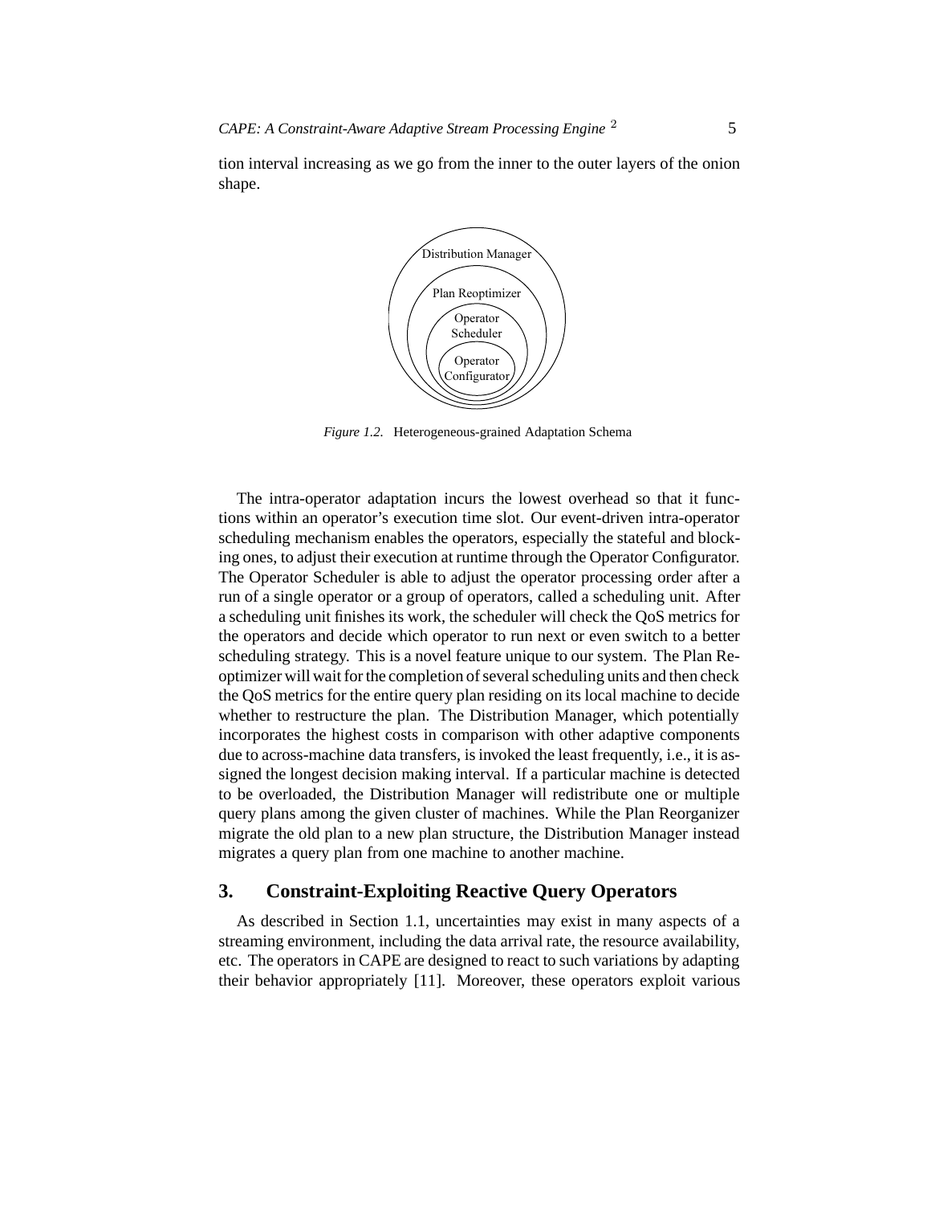tion interval increasing as we go from the inner to the outer layers of the onion shape.

*Figure 1.2.* Heterogeneous-grained Adaptation Schema

The intra-operator adaptation incurs the lowest overhead so that it functions within an operator's execution time slot. Our event-driven intra-operator scheduling mechanism enables the operators, especially the stateful and blocking ones, to adjust their execution at runtime through the Operator Configurator. The Operator Scheduler is able to adjust the operator processing order after a run of a single operator or a group of operators, called a scheduling unit. After a scheduling unit finishes its work, the scheduler will check the QoS metrics for the operators and decide which operator to run next or even switch to a better scheduling strategy. This is a novel feature unique to our system. The Plan Reoptimizer will wait for the completion of several scheduling units and then check the QoS metrics for the entire query plan residing on its local machine to decide whether to restructure the plan. The Distribution Manager, which potentially incorporates the highest costs in comparison with other adaptive components due to across-machine data transfers, is invoked the least frequently, i.e., it is assigned the longest decision making interval. If a particular machine is detected to be overloaded, the Distribution Manager will redistribute one or multiple query plans among the given cluster of machines. While the Plan Reorganizer migrate the old plan to a new plan structure, the Distribution Manager instead migrates a query plan from one machine to another machine.

## 3. Constraint-Exploiting Reactive Query Operators

As described in Section 1.1, uncertainties may exist in many aspects of a streaming environment, including the data arrival rate, the resource availability, etc. The operators in CAPE are designed to react to such variations by adapting their behavior appropriately [11]. Moreover, these operators exploit various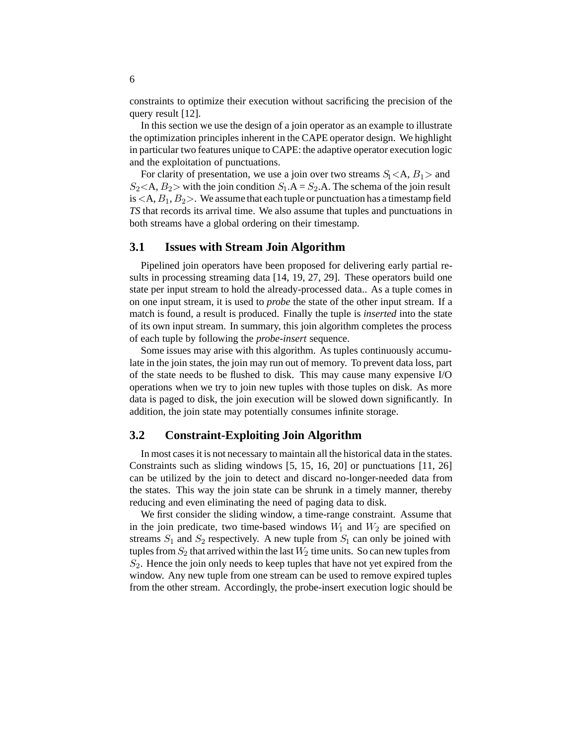constraints to optimize their execution without sacrificing the precision of the query result [12].

In this section we use the design of a join operator as an example to illustrate the optimization principles inherent in the CAPE operator design. We highlight in particular two features unique to CAPE: the adaptive operator execution logic and the exploitation of punctuations.

For clarity of presentation, we use a join over two streams $S_1$<A, $B_1$> and $S_2$<A, $B_2$> with the join condition $S_1$.A = $S_2$.A. The schema of the join result is <A, $B_1$, $B_2$>. We assume that each tuple or punctuation has a timestamp field *TS* that records its arrival time. We also assume that tuples and punctuations in both streams have a global ordering on their timestamp.

## 3.1 Issues with Stream Join Algorithm

Pipelined join operators have been proposed for delivering early partial results in processing streaming data [14, 19, 27, 29]. These operators build one state per input stream to hold the already-processed data.. As a tuple comes in on one input stream, it is used to *probe* the state of the other input stream. If a match is found, a result is produced. Finally the tuple is *inserted* into the state of its own input stream. In summary, this join algorithm completes the process of each tuple by following the *probe-insert* sequence.

Some issues may arise with this algorithm. As tuples continuously accumulate in the join states, the join may run out of memory. To prevent data loss, part of the state needs to be flushed to disk. This may cause many expensive I/O operations when we try to join new tuples with those tuples on disk. As more data is paged to disk, the join execution will be slowed down significantly. In addition, the join state may potentially consumes infinite storage.

## 3.2 Constraint-Exploiting Join Algorithm

In most cases it is not necessary to maintain all the historical data in the states. Constraints such as sliding windows [5, 15, 16, 20] or punctuations [11, 26] can be utilized by the join to detect and discard no-longer-needed data from the states. This way the join state can be shrunk in a timely manner, thereby reducing and even eliminating the need of paging data to disk.

We first consider the sliding window, a time-range constraint. Assume that in the join predicate, two time-based windows $W_1$ and $W_2$ are specified on streams $S_1$ and $S_2$ respectively. A new tuple from $S_1$ can only be joined with tuples from $S_2$ that arrived within the last $W_2$ time units. So can new tuples from $S_2$. Hence the join only needs to keep tuples that have not yet expired from the window. Any new tuple from one stream can be used to remove expired tuples from the other stream. Accordingly, the probe-insert execution logic should be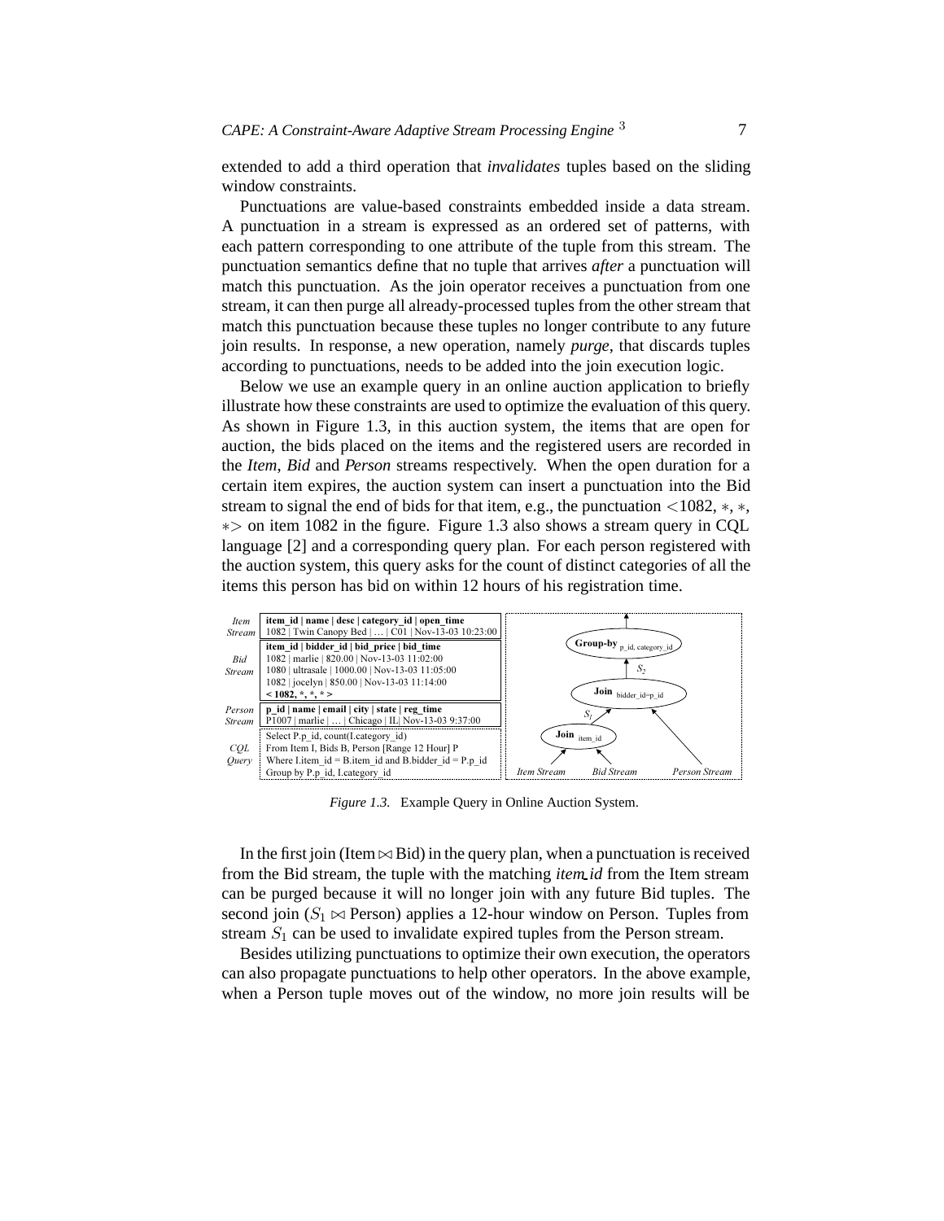extended to add a third operation that *invalidates* tuples based on the sliding window constraints.

Punctuations are value-based constraints embedded inside a data stream. A punctuation in a stream is expressed as an ordered set of patterns, with each pattern corresponding to one attribute of the tuple from this stream. The punctuation semantics define that no tuple that arrives *after* a punctuation will match this punctuation. As the join operator receives a punctuation from one stream, it can then purge all already-processed tuples from the other stream that match this punctuation because these tuples no longer contribute to any future join results. In response, a new operation, namely *purge*, that discards tuples according to punctuations, needs to be added into the join execution logic.

Below we use an example query in an online auction application to briefly illustrate how these constraints are used to optimize the evaluation of this query. As shown in Figure 1.3, in this auction system, the items that are open for auction, the bids placed on the items and the registered users are recorded in the *Item*, *Bid* and *Person* streams respectively. When the open duration for a certain item expires, the auction system can insert a punctuation into the Bid stream to signal the end of bids for that item, e.g., the punctuation $<$1082, $*$, $*$, $*>$ on item 1082 in the figure. Figure 1.3 also shows a stream query in CQL language [2] and a corresponding query plan. For each person registered with the auction system, this query asks for the count of distinct categories of all the items this person has bid on within 12 hours of his registration time.

*Item Stream*

| item_id | name | desc | category_id | open_time |
|---|---|---|---|---|
| 1082 | Twin Canopy Bed | … | C01 | Nov-13-03 10:23:00 |

*Bid Stream*

| item_id | bidder_id | bid_price | bid_time |
|---|---|---|---|
| 1082 | marlie | 820.00 | Nov-13-03 11:02:00 |
| 1080 | ultrasale | 1000.00 | Nov-13-03 11:05:00 |
| 1082 | jocelyn | 850.00 | Nov-13-03 11:14:00 |
| **< 1082, *, *, * >** | | | |

*Person Stream*

| p_id | name | email | city | state | reg_time |
|---|---|---|---|---|---|
| P1007 | marlie | … | Chicago | IL | Nov-13-03 9:37:00 |

*CQL Query*

```
Select P.p_id, count(I.category_id)
From Item I, Bids B, Person [Range 12 Hour] P
Where I.item_id = B.item_id and B.bidder_id = P.p_id
Group by P.p_id, I.category_id
```

Query plan: Item Stream and Bid Stream → $\text{Join}_{\text{item\_id}}$ → $S_1$; $S_1$ and Person Stream → $\text{Join}_{\text{bidder\_id=p\_id}}$ → $S_2$ → $\text{Group-by}_{\text{p\_id, category\_id}}$

*Figure 1.3.* Example Query in Online Auction System.

In the first join (Item $\bowtie$ Bid) in the query plan, when a punctuation is received from the Bid stream, the tuple with the matching *item_id* from the Item stream can be purged because it will no longer join with any future Bid tuples. The second join ($S_1 \bowtie$ Person) applies a 12-hour window on Person. Tuples from stream $S_1$ can be used to invalidate expired tuples from the Person stream.

Besides utilizing punctuations to optimize their own execution, the operators can also propagate punctuations to help other operators. In the above example, when a Person tuple moves out of the window, no more join results will be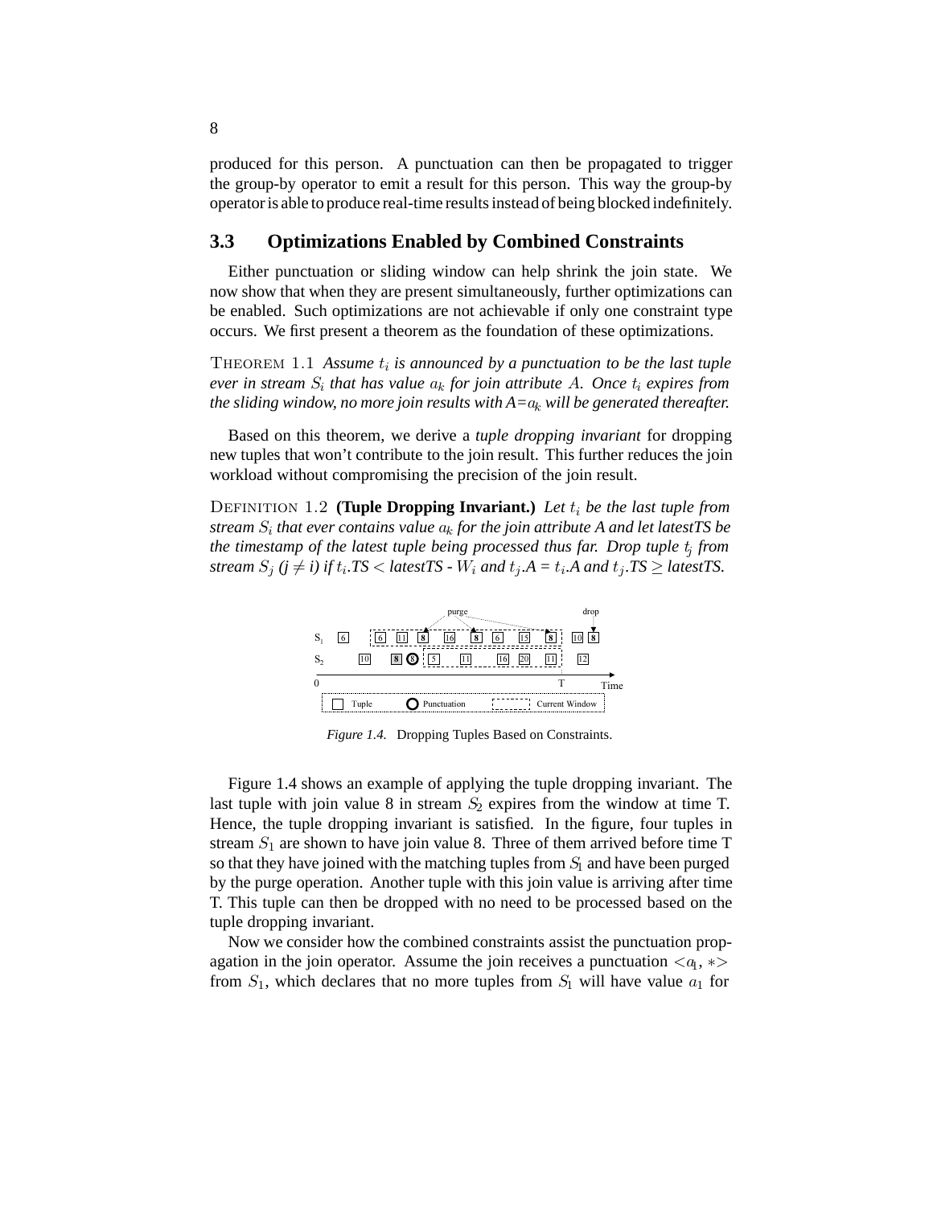produced for this person. A punctuation can then be propagated to trigger the group-by operator to emit a result for this person. This way the group-by operator is able to produce real-time results instead of being blocked indefinitely.

## 3.3 Optimizations Enabled by Combined Constraints

Either punctuation or sliding window can help shrink the join state. We now show that when they are present simultaneously, further optimizations can be enabled. Such optimizations are not achievable if only one constraint type occurs. We first present a theorem as the foundation of these optimizations.

THEOREM 1.1 *Assume $t_i$ is announced by a punctuation to be the last tuple ever in stream $S_i$ that has value $a_k$ for join attribute $A$. Once $t_i$ expires from the sliding window, no more join results with A=$a_k$ will be generated thereafter.*

Based on this theorem, we derive a *tuple dropping invariant* for dropping new tuples that won't contribute to the join result. This further reduces the join workload without compromising the precision of the join result.

DEFINITION 1.2 **(Tuple Dropping Invariant.)** *Let $t_i$ be the last tuple from stream $S_i$ that ever contains value $a_k$ for the join attribute A and let latestTS be the timestamp of the latest tuple being processed thus far. Drop tuple $t_j$ from stream $S_j$ ($j \neq i$) if $t_i$.TS < latestTS - $W_i$ and $t_j$.A = $t_i$.A and $t_j$.TS $\geq$ latestTS.*

*Figure 1.4.* Dropping Tuples Based on Constraints.

Figure 1.4 shows an example of applying the tuple dropping invariant. The last tuple with join value 8 in stream $S_2$ expires from the window at time T. Hence, the tuple dropping invariant is satisfied. In the figure, four tuples in stream $S_1$ are shown to have join value 8. Three of them arrived before time T so that they have joined with the matching tuples from $S_1$ and have been purged by the purge operation. Another tuple with this join value is arriving after time T. This tuple can then be dropped with no need to be processed based on the tuple dropping invariant.

Now we consider how the combined constraints assist the punctuation propagation in the join operator. Assume the join receives a punctuation $<a_1, *>$ from $S_1$, which declares that no more tuples from $S_1$ will have value $a_1$ for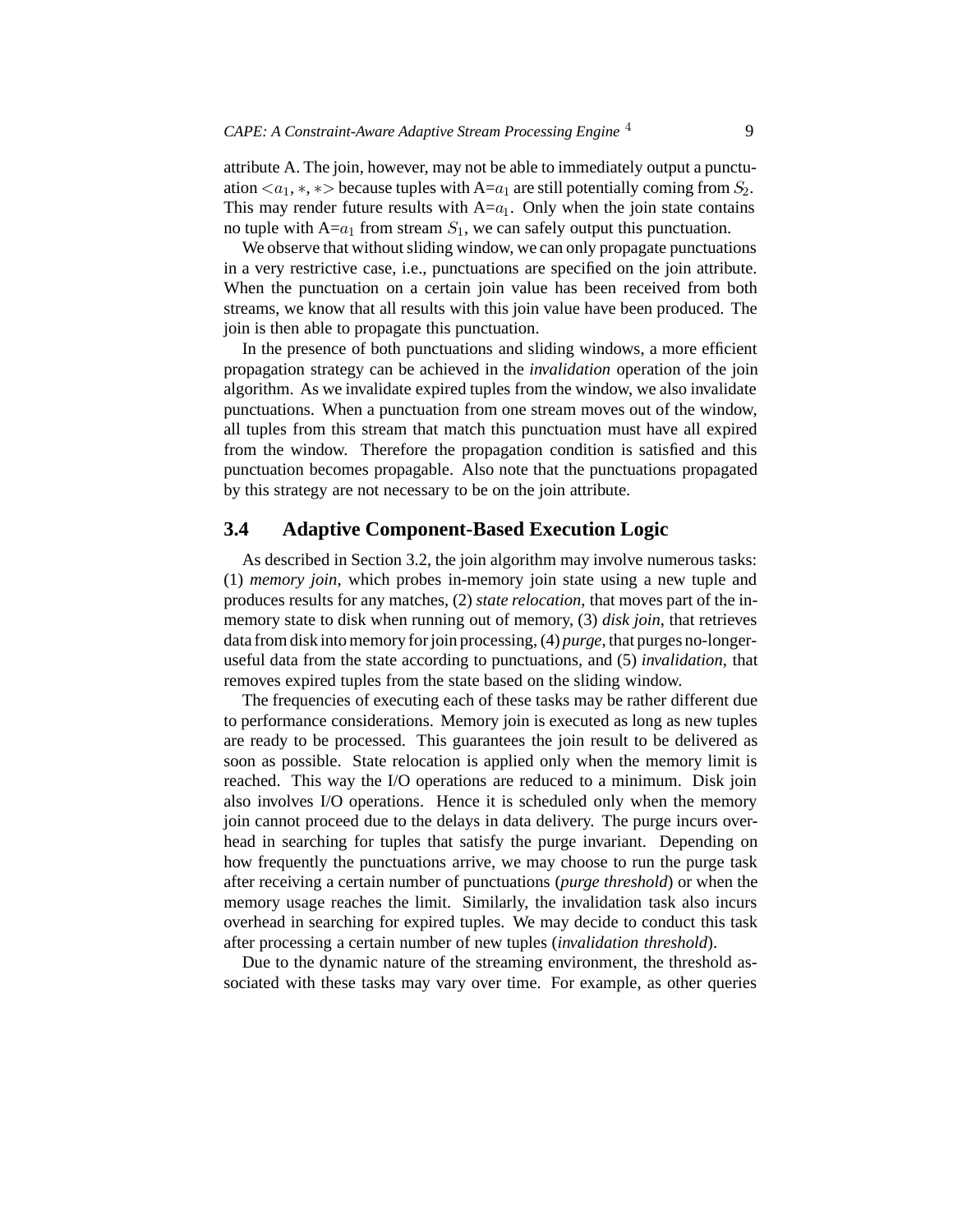attribute A. The join, however, may not be able to immediately output a punctuation $<a_1, *, *>$ because tuples with A=$a_1$ are still potentially coming from $S_2$. This may render future results with A=$a_1$. Only when the join state contains no tuple with A=$a_1$ from stream $S_1$, we can safely output this punctuation.

We observe that without sliding window, we can only propagate punctuations in a very restrictive case, i.e., punctuations are specified on the join attribute. When the punctuation on a certain join value has been received from both streams, we know that all results with this join value have been produced. The join is then able to propagate this punctuation.

In the presence of both punctuations and sliding windows, a more efficient propagation strategy can be achieved in the *invalidation* operation of the join algorithm. As we invalidate expired tuples from the window, we also invalidate punctuations. When a punctuation from one stream moves out of the window, all tuples from this stream that match this punctuation must have all expired from the window. Therefore the propagation condition is satisfied and this punctuation becomes propagable. Also note that the punctuations propagated by this strategy are not necessary to be on the join attribute.

## 3.4 Adaptive Component-Based Execution Logic

As described in Section 3.2, the join algorithm may involve numerous tasks: (1) *memory join*, which probes in-memory join state using a new tuple and produces results for any matches, (2) *state relocation*, that moves part of the in-memory state to disk when running out of memory, (3) *disk join*, that retrieves data from disk into memory for join processing, (4) *purge*, that purges no-longer-useful data from the state according to punctuations, and (5) *invalidation*, that removes expired tuples from the state based on the sliding window.

The frequencies of executing each of these tasks may be rather different due to performance considerations. Memory join is executed as long as new tuples are ready to be processed. This guarantees the join result to be delivered as soon as possible. State relocation is applied only when the memory limit is reached. This way the I/O operations are reduced to a minimum. Disk join also involves I/O operations. Hence it is scheduled only when the memory join cannot proceed due to the delays in data delivery. The purge incurs overhead in searching for tuples that satisfy the purge invariant. Depending on how frequently the punctuations arrive, we may choose to run the purge task after receiving a certain number of punctuations (*purge threshold*) or when the memory usage reaches the limit. Similarly, the invalidation task also incurs overhead in searching for expired tuples. We may decide to conduct this task after processing a certain number of new tuples (*invalidation threshold*).

Due to the dynamic nature of the streaming environment, the threshold associated with these tasks may vary over time. For example, as other queries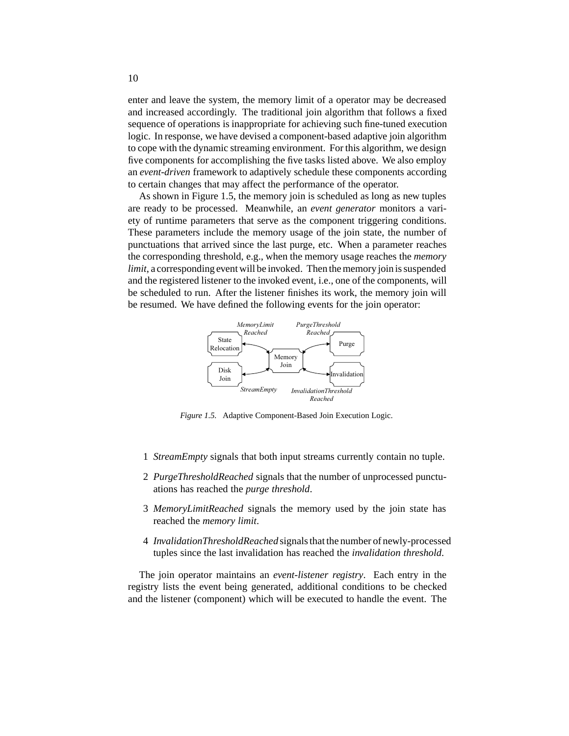enter and leave the system, the memory limit of a operator may be decreased and increased accordingly. The traditional join algorithm that follows a fixed sequence of operations is inappropriate for achieving such fine-tuned execution logic. In response, we have devised a component-based adaptive join algorithm to cope with the dynamic streaming environment. For this algorithm, we design five components for accomplishing the five tasks listed above. We also employ an *event-driven* framework to adaptively schedule these components according to certain changes that may affect the performance of the operator.

As shown in Figure 1.5, the memory join is scheduled as long as new tuples are ready to be processed. Meanwhile, an *event generator* monitors a variety of runtime parameters that serve as the component triggering conditions. These parameters include the memory usage of the join state, the number of punctuations that arrived since the last purge, etc. When a parameter reaches the corresponding threshold, e.g., when the memory usage reaches the *memory limit*, a corresponding event will be invoked. Then the memory join is suspended and the registered listener to the invoked event, i.e., one of the components, will be scheduled to run. After the listener finishes its work, the memory join will be resumed. We have defined the following events for the join operator:

*Figure 1.5.* Adaptive Component-Based Join Execution Logic.

1. *StreamEmpty* signals that both input streams currently contain no tuple.
2. *PurgeThresholdReached* signals that the number of unprocessed punctuations has reached the *purge threshold*.
3. *MemoryLimitReached* signals the memory used by the join state has reached the *memory limit*.
4. *InvalidationThresholdReached* signals that the number of newly-processed tuples since the last invalidation has reached the *invalidation threshold*.

The join operator maintains an *event-listener registry*. Each entry in the registry lists the event being generated, additional conditions to be checked and the listener (component) which will be executed to handle the event. The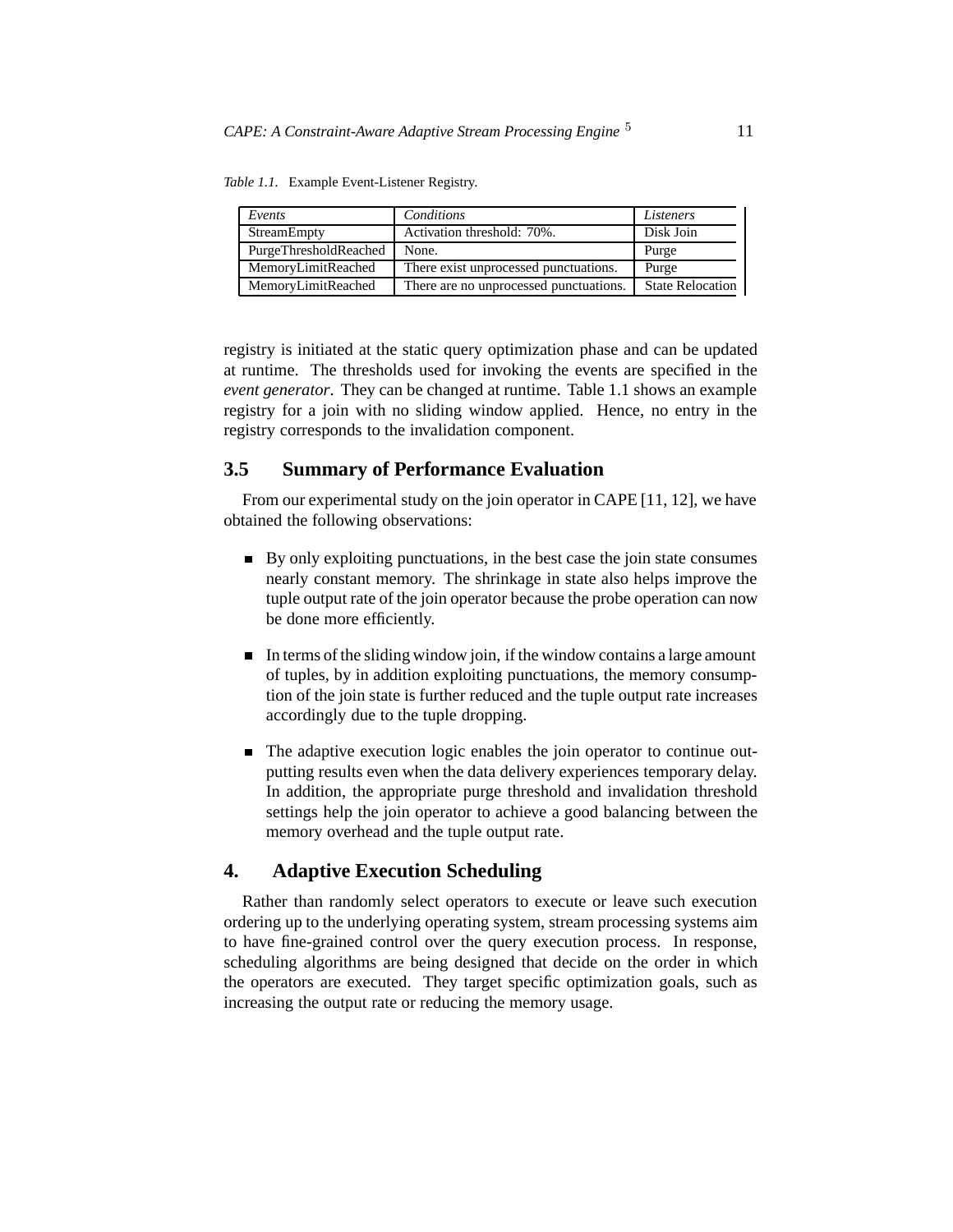*Table 1.1.* Example Event-Listener Registry.

| *Events* | *Conditions* | *Listeners* |
|---|---|---|
| StreamEmpty | Activation threshold: 70%. | Disk Join |
| PurgeThresholdReached | None. | Purge |
| MemoryLimitReached | There exist unprocessed punctuations. | Purge |
| MemoryLimitReached | There are no unprocessed punctuations. | State Relocation |

registry is initiated at the static query optimization phase and can be updated at runtime. The thresholds used for invoking the events are specified in the *event generator*. They can be changed at runtime. Table 1.1 shows an example registry for a join with no sliding window applied. Hence, no entry in the registry corresponds to the invalidation component.

### 3.5 Summary of Performance Evaluation

From our experimental study on the join operator in CAPE [11, 12], we have obtained the following observations:

- By only exploiting punctuations, in the best case the join state consumes nearly constant memory. The shrinkage in state also helps improve the tuple output rate of the join operator because the probe operation can now be done more efficiently.
- In terms of the sliding window join, if the window contains a large amount of tuples, by in addition exploiting punctuations, the memory consumption of the join state is further reduced and the tuple output rate increases accordingly due to the tuple dropping.
- The adaptive execution logic enables the join operator to continue outputting results even when the data delivery experiences temporary delay. In addition, the appropriate purge threshold and invalidation threshold settings help the join operator to achieve a good balancing between the memory overhead and the tuple output rate.

## 4. Adaptive Execution Scheduling

Rather than randomly select operators to execute or leave such execution ordering up to the underlying operating system, stream processing systems aim to have fine-grained control over the query execution process. In response, scheduling algorithms are being designed that decide on the order in which the operators are executed. They target specific optimization goals, such as increasing the output rate or reducing the memory usage.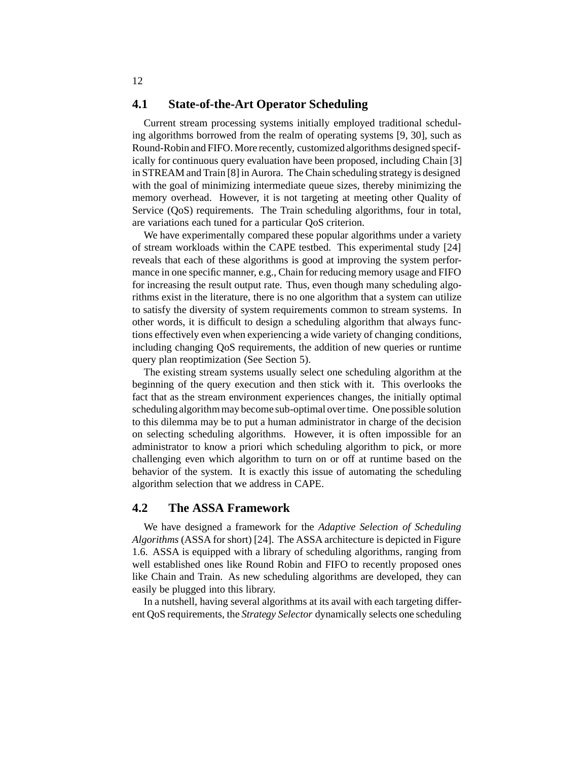## 4.1 State-of-the-Art Operator Scheduling

Current stream processing systems initially employed traditional scheduling algorithms borrowed from the realm of operating systems [9, 30], such as Round-Robin and FIFO. More recently, customized algorithms designed specifically for continuous query evaluation have been proposed, including Chain [3] in STREAM and Train [8] in Aurora. The Chain scheduling strategy is designed with the goal of minimizing intermediate queue sizes, thereby minimizing the memory overhead. However, it is not targeting at meeting other Quality of Service (QoS) requirements. The Train scheduling algorithms, four in total, are variations each tuned for a particular QoS criterion.

We have experimentally compared these popular algorithms under a variety of stream workloads within the CAPE testbed. This experimental study [24] reveals that each of these algorithms is good at improving the system performance in one specific manner, e.g., Chain for reducing memory usage and FIFO for increasing the result output rate. Thus, even though many scheduling algorithms exist in the literature, there is no one algorithm that a system can utilize to satisfy the diversity of system requirements common to stream systems. In other words, it is difficult to design a scheduling algorithm that always functions effectively even when experiencing a wide variety of changing conditions, including changing QoS requirements, the addition of new queries or runtime query plan reoptimization (See Section 5).

The existing stream systems usually select one scheduling algorithm at the beginning of the query execution and then stick with it. This overlooks the fact that as the stream environment experiences changes, the initially optimal scheduling algorithm may become sub-optimal over time. One possible solution to this dilemma may be to put a human administrator in charge of the decision on selecting scheduling algorithms. However, it is often impossible for an administrator to know a priori which scheduling algorithm to pick, or more challenging even which algorithm to turn on or off at runtime based on the behavior of the system. It is exactly this issue of automating the scheduling algorithm selection that we address in CAPE.

## 4.2 The ASSA Framework

We have designed a framework for the *Adaptive Selection of Scheduling Algorithms* (ASSA for short) [24]. The ASSA architecture is depicted in Figure 1.6. ASSA is equipped with a library of scheduling algorithms, ranging from well established ones like Round Robin and FIFO to recently proposed ones like Chain and Train. As new scheduling algorithms are developed, they can easily be plugged into this library.

In a nutshell, having several algorithms at its avail with each targeting different QoS requirements, the *Strategy Selector* dynamically selects one scheduling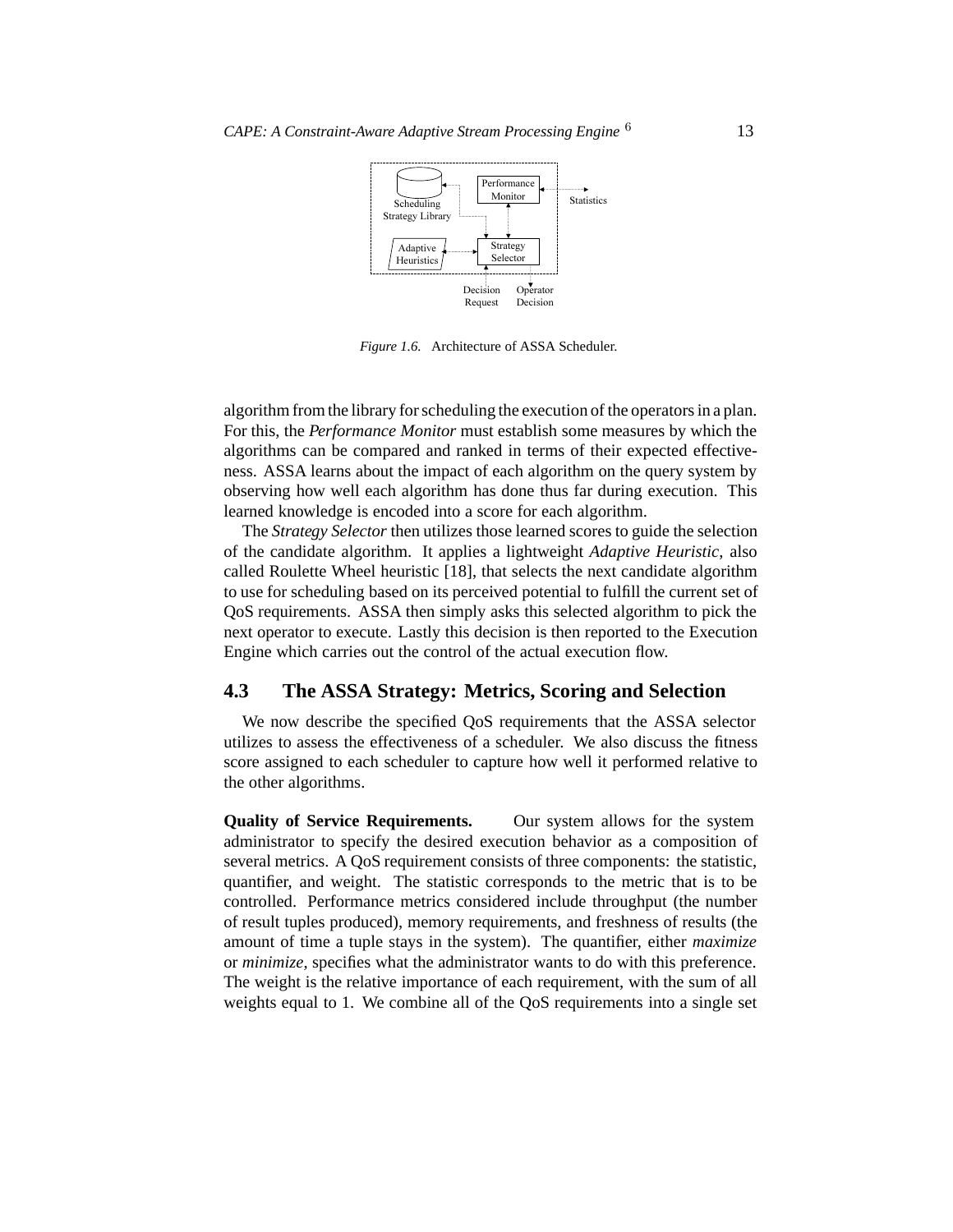Scheduling Strategy Library

Performance Monitor

Statistics

Adaptive Heuristics

Strategy Selector

Decision Request

Operator Decision

*Figure 1.6.* Architecture of ASSA Scheduler.

algorithm from the library for scheduling the execution of the operators in a plan. For this, the *Performance Monitor* must establish some measures by which the algorithms can be compared and ranked in terms of their expected effectiveness. ASSA learns about the impact of each algorithm on the query system by observing how well each algorithm has done thus far during execution. This learned knowledge is encoded into a score for each algorithm.

The *Strategy Selector* then utilizes those learned scores to guide the selection of the candidate algorithm. It applies a lightweight *Adaptive Heuristic*, also called Roulette Wheel heuristic [18], that selects the next candidate algorithm to use for scheduling based on its perceived potential to fulfill the current set of QoS requirements. ASSA then simply asks this selected algorithm to pick the next operator to execute. Lastly this decision is then reported to the Execution Engine which carries out the control of the actual execution flow.

## 4.3 The ASSA Strategy: Metrics, Scoring and Selection

We now describe the specified QoS requirements that the ASSA selector utilizes to assess the effectiveness of a scheduler. We also discuss the fitness score assigned to each scheduler to capture how well it performed relative to the other algorithms.

**Quality of Service Requirements.** Our system allows for the system administrator to specify the desired execution behavior as a composition of several metrics. A QoS requirement consists of three components: the statistic, quantifier, and weight. The statistic corresponds to the metric that is to be controlled. Performance metrics considered include throughput (the number of result tuples produced), memory requirements, and freshness of results (the amount of time a tuple stays in the system). The quantifier, either *maximize* or *minimize*, specifies what the administrator wants to do with this preference. The weight is the relative importance of each requirement, with the sum of all weights equal to 1. We combine all of the QoS requirements into a single set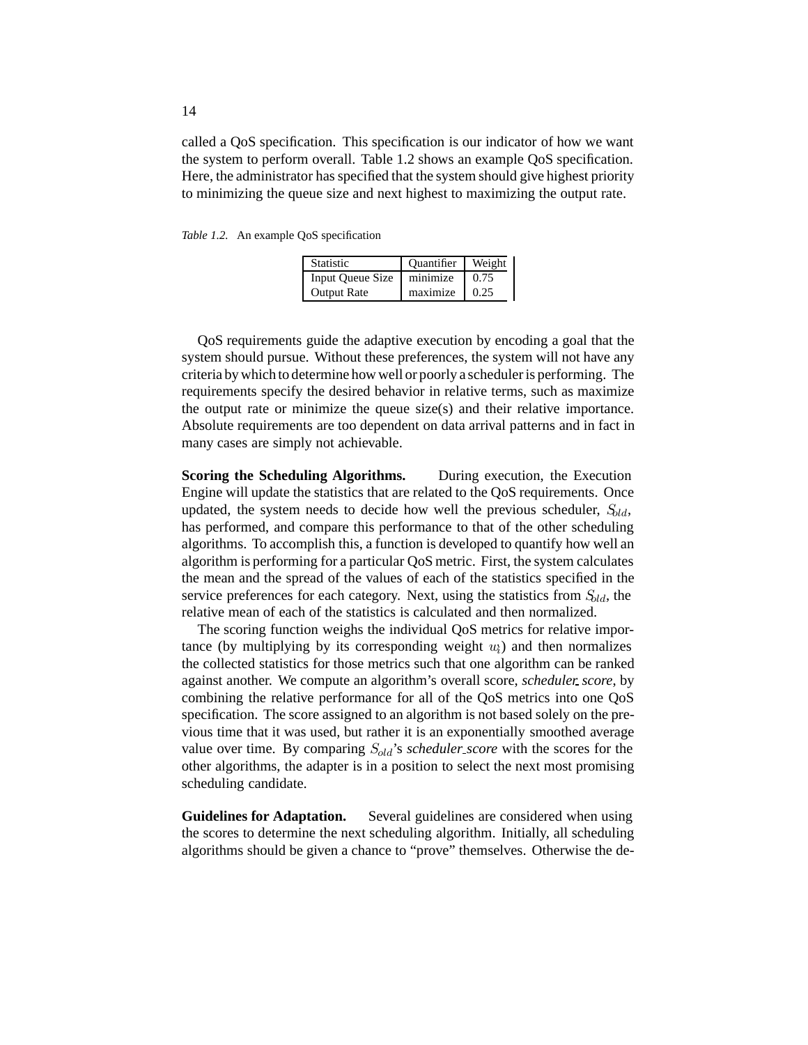called a QoS specification. This specification is our indicator of how we want the system to perform overall. Table 1.2 shows an example QoS specification. Here, the administrator has specified that the system should give highest priority to minimizing the queue size and next highest to maximizing the output rate.

*Table 1.2.* An example QoS specification

| Statistic | Quantifier | Weight |
|---|---|---|
| Input Queue Size | minimize | 0.75 |
| Output Rate | maximize | 0.25 |

QoS requirements guide the adaptive execution by encoding a goal that the system should pursue. Without these preferences, the system will not have any criteria by which to determine how well or poorly a scheduler is performing. The requirements specify the desired behavior in relative terms, such as maximize the output rate or minimize the queue size(s) and their relative importance. Absolute requirements are too dependent on data arrival patterns and in fact in many cases are simply not achievable.

**Scoring the Scheduling Algorithms.** During execution, the Execution Engine will update the statistics that are related to the QoS requirements. Once updated, the system needs to decide how well the previous scheduler, $S_{old}$, has performed, and compare this performance to that of the other scheduling algorithms. To accomplish this, a function is developed to quantify how well an algorithm is performing for a particular QoS metric. First, the system calculates the mean and the spread of the values of each of the statistics specified in the service preferences for each category. Next, using the statistics from $S_{old}$, the relative mean of each of the statistics is calculated and then normalized.

The scoring function weighs the individual QoS metrics for relative importance (by multiplying by its corresponding weight $w_i$) and then normalizes the collected statistics for those metrics such that one algorithm can be ranked against another. We compute an algorithm's overall score, *scheduler_score*, by combining the relative performance for all of the QoS metrics into one QoS specification. The score assigned to an algorithm is not based solely on the previous time that it was used, but rather it is an exponentially smoothed average value over time. By comparing $S_{old}$'s *scheduler_score* with the scores for the other algorithms, the adapter is in a position to select the next most promising scheduling candidate.

**Guidelines for Adaptation.** Several guidelines are considered when using the scores to determine the next scheduling algorithm. Initially, all scheduling algorithms should be given a chance to "prove" themselves. Otherwise the de-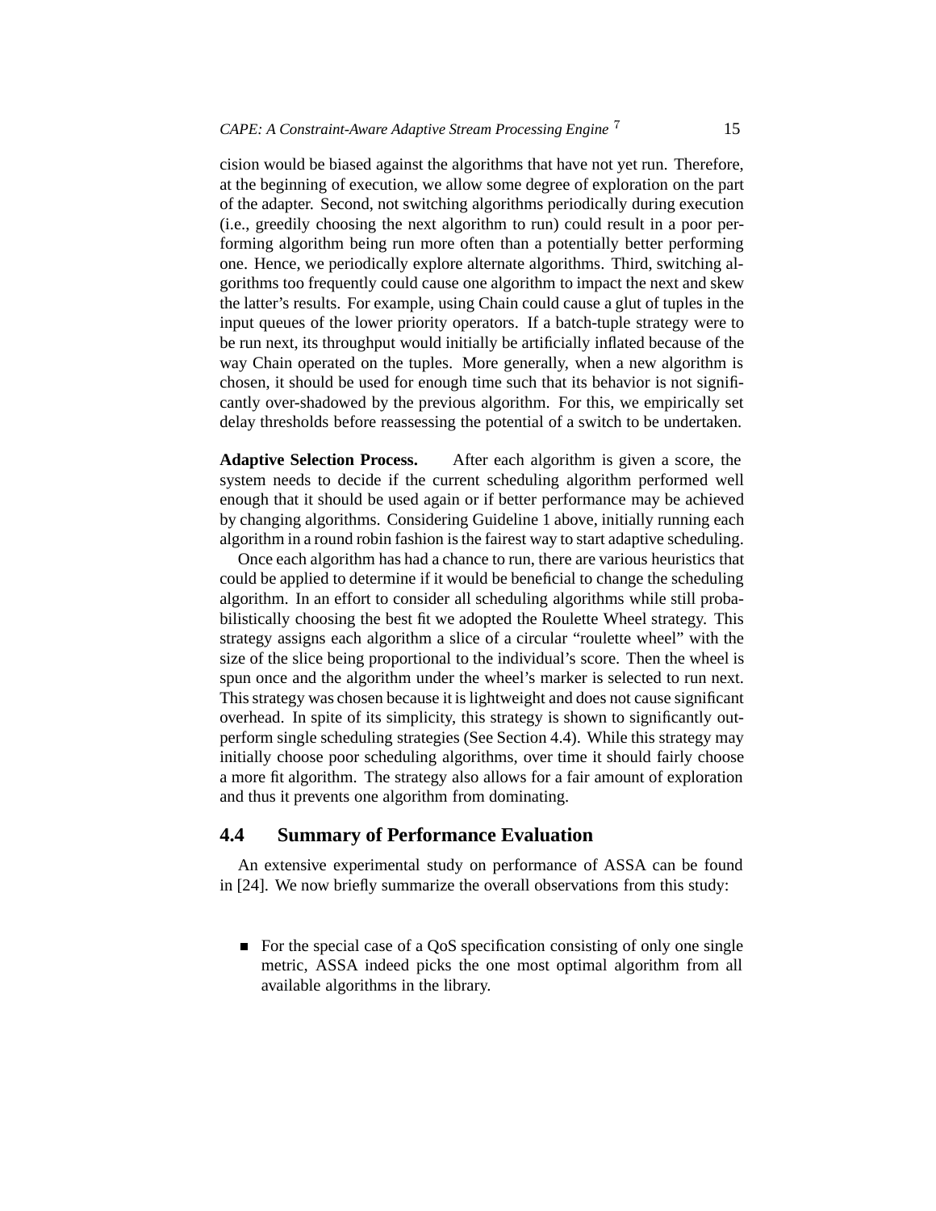cision would be biased against the algorithms that have not yet run. Therefore, at the beginning of execution, we allow some degree of exploration on the part of the adapter. Second, not switching algorithms periodically during execution (i.e., greedily choosing the next algorithm to run) could result in a poor performing algorithm being run more often than a potentially better performing one. Hence, we periodically explore alternate algorithms. Third, switching algorithms too frequently could cause one algorithm to impact the next and skew the latter's results. For example, using Chain could cause a glut of tuples in the input queues of the lower priority operators. If a batch-tuple strategy were to be run next, its throughput would initially be artificially inflated because of the way Chain operated on the tuples. More generally, when a new algorithm is chosen, it should be used for enough time such that its behavior is not significantly over-shadowed by the previous algorithm. For this, we empirically set delay thresholds before reassessing the potential of a switch to be undertaken.

**Adaptive Selection Process.** After each algorithm is given a score, the system needs to decide if the current scheduling algorithm performed well enough that it should be used again or if better performance may be achieved by changing algorithms. Considering Guideline 1 above, initially running each algorithm in a round robin fashion is the fairest way to start adaptive scheduling.

Once each algorithm has had a chance to run, there are various heuristics that could be applied to determine if it would be beneficial to change the scheduling algorithm. In an effort to consider all scheduling algorithms while still probabilistically choosing the best fit we adopted the Roulette Wheel strategy. This strategy assigns each algorithm a slice of a circular "roulette wheel" with the size of the slice being proportional to the individual's score. Then the wheel is spun once and the algorithm under the wheel's marker is selected to run next. This strategy was chosen because it is lightweight and does not cause significant overhead. In spite of its simplicity, this strategy is shown to significantly outperform single scheduling strategies (See Section 4.4). While this strategy may initially choose poor scheduling algorithms, over time it should fairly choose a more fit algorithm. The strategy also allows for a fair amount of exploration and thus it prevents one algorithm from dominating.

## 4.4 Summary of Performance Evaluation

An extensive experimental study on performance of ASSA can be found in [24]. We now briefly summarize the overall observations from this study:

- For the special case of a QoS specification consisting of only one single metric, ASSA indeed picks the one most optimal algorithm from all available algorithms in the library.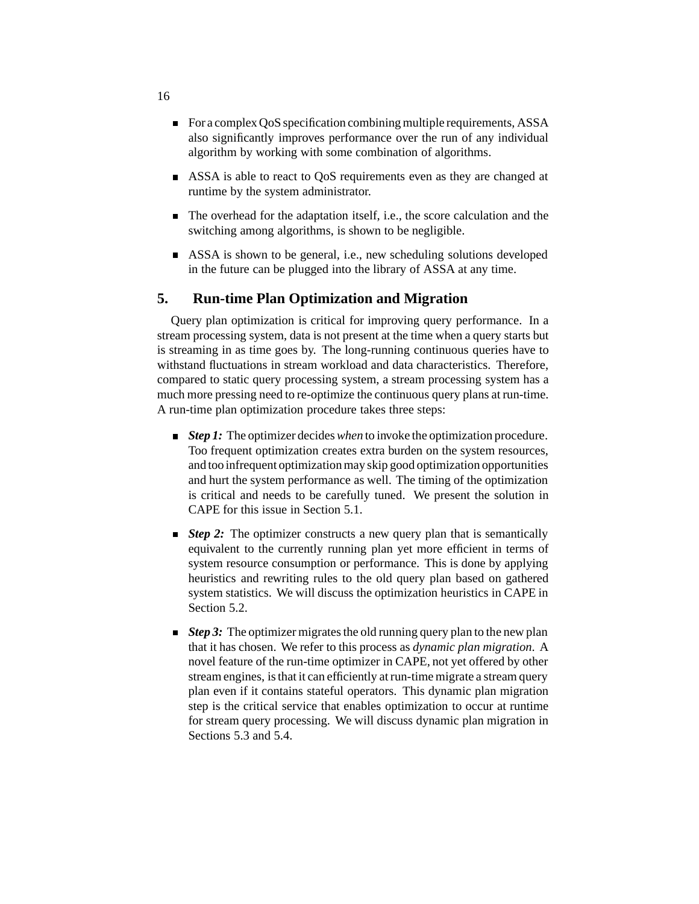- For a complex QoS specification combining multiple requirements, ASSA also significantly improves performance over the run of any individual algorithm by working with some combination of algorithms.

- ASSA is able to react to QoS requirements even as they are changed at runtime by the system administrator.

- The overhead for the adaptation itself, i.e., the score calculation and the switching among algorithms, is shown to be negligible.

- ASSA is shown to be general, i.e., new scheduling solutions developed in the future can be plugged into the library of ASSA at any time.

## 5. Run-time Plan Optimization and Migration

Query plan optimization is critical for improving query performance. In a stream processing system, data is not present at the time when a query starts but is streaming in as time goes by. The long-running continuous queries have to withstand fluctuations in stream workload and data characteristics. Therefore, compared to static query processing system, a stream processing system has a much more pressing need to re-optimize the continuous query plans at run-time. A run-time plan optimization procedure takes three steps:

- ***Step 1:*** The optimizer decides *when* to invoke the optimization procedure. Too frequent optimization creates extra burden on the system resources, and too infrequent optimization may skip good optimization opportunities and hurt the system performance as well. The timing of the optimization is critical and needs to be carefully tuned. We present the solution in CAPE for this issue in Section 5.1.

- ***Step 2:*** The optimizer constructs a new query plan that is semantically equivalent to the currently running plan yet more efficient in terms of system resource consumption or performance. This is done by applying heuristics and rewriting rules to the old query plan based on gathered system statistics. We will discuss the optimization heuristics in CAPE in Section 5.2.

- ***Step 3:*** The optimizer migrates the old running query plan to the new plan that it has chosen. We refer to this process as *dynamic plan migration*. A novel feature of the run-time optimizer in CAPE, not yet offered by other stream engines, is that it can efficiently at run-time migrate a stream query plan even if it contains stateful operators. This dynamic plan migration step is the critical service that enables optimization to occur at runtime for stream query processing. We will discuss dynamic plan migration in Sections 5.3 and 5.4.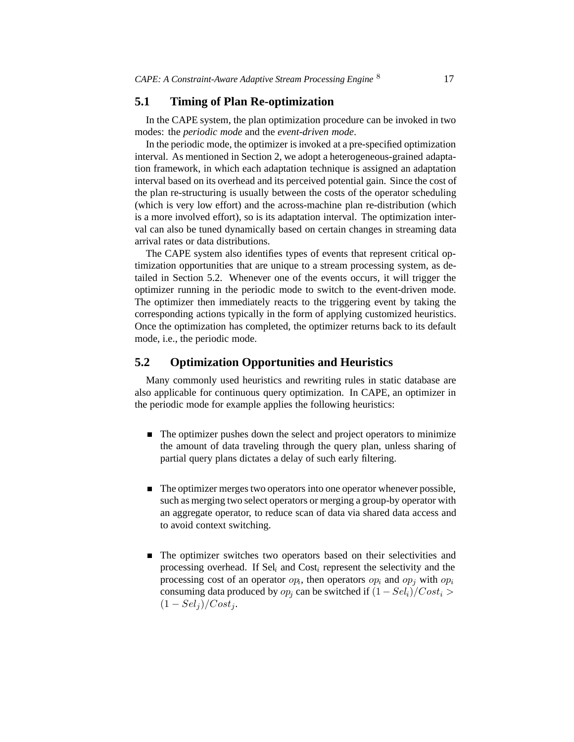## 5.1 Timing of Plan Re-optimization

In the CAPE system, the plan optimization procedure can be invoked in two modes: the *periodic mode* and the *event-driven mode*.

In the periodic mode, the optimizer is invoked at a pre-specified optimization interval. As mentioned in Section 2, we adopt a heterogeneous-grained adaptation framework, in which each adaptation technique is assigned an adaptation interval based on its overhead and its perceived potential gain. Since the cost of the plan re-structuring is usually between the costs of the operator scheduling (which is very low effort) and the across-machine plan re-distribution (which is a more involved effort), so is its adaptation interval. The optimization interval can also be tuned dynamically based on certain changes in streaming data arrival rates or data distributions.

The CAPE system also identifies types of events that represent critical optimization opportunities that are unique to a stream processing system, as detailed in Section 5.2. Whenever one of the events occurs, it will trigger the optimizer running in the periodic mode to switch to the event-driven mode. The optimizer then immediately reacts to the triggering event by taking the corresponding actions typically in the form of applying customized heuristics. Once the optimization has completed, the optimizer returns back to its default mode, i.e., the periodic mode.

## 5.2 Optimization Opportunities and Heuristics

Many commonly used heuristics and rewriting rules in static database are also applicable for continuous query optimization. In CAPE, an optimizer in the periodic mode for example applies the following heuristics:

- The optimizer pushes down the select and project operators to minimize the amount of data traveling through the query plan, unless sharing of partial query plans dictates a delay of such early filtering.

- The optimizer merges two operators into one operator whenever possible, such as merging two select operators or merging a group-by operator with an aggregate operator, to reduce scan of data via shared data access and to avoid context switching.

- The optimizer switches two operators based on their selectivities and processing overhead. If $\text{Sel}_i$ and $\text{Cost}_i$ represent the selectivity and the processing cost of an operator $op_i$, then operators $op_i$ and $op_j$ with $op_i$ consuming data produced by $op_j$ can be switched if $(1 - Sel_i)/Cost_i > (1 - Sel_j)/Cost_j$.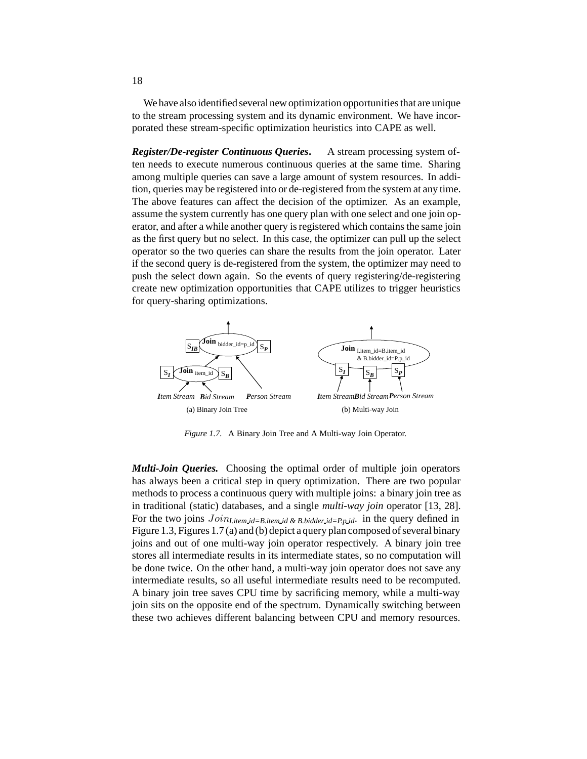We have also identified several new optimization opportunities that are unique to the stream processing system and its dynamic environment. We have incorporated these stream-specific optimization heuristics into CAPE as well.

***Register/De-register Continuous Queries.*** A stream processing system often needs to execute numerous continuous queries at the same time. Sharing among multiple queries can save a large amount of system resources. In addition, queries may be registered into or de-registered from the system at any time. The above features can affect the decision of the optimizer. As an example, assume the system currently has one query plan with one select and one join operator, and after a while another query is registered which contains the same join as the first query but no select. In this case, the optimizer can pull up the select operator so the two queries can share the results from the join operator. Later if the second query is de-registered from the system, the optimizer may need to push the select down again. So the events of query registering/de-registering create new optimization opportunities that CAPE utilizes to trigger heuristics for query-sharing optimizations.

**Join** bidder_id=p_id

$S_{IB}$ $S_P$

**Join** item_id

$S_I$ $S_B$

*I*tem Stream *B*id Stream *P*erson Stream

(a) Binary Join Tree

**Join** I.item_id=B.item_id & B.bidder_id=P.p_id

$S_I$ $S_B$ $S_P$

*I*tem Stream *B*id Stream *P*erson Stream

(b) Multi-way Join

*Figure 1.7.* A Binary Join Tree and A Multi-way Join Operator.

***Multi-Join Queries.*** Choosing the optimal order of multiple join operators has always been a critical step in query optimization. There are two popular methods to process a continuous query with multiple joins: a binary join tree as in traditional (static) databases, and a single *multi-way join* operator [13, 28]. For the two joins $Join_{I.item\_id=B.item\_id \ \& \ B.bidder\_id=P.p\_id}$. in the query defined in Figure 1.3, Figures 1.7 (a) and (b) depict a query plan composed of several binary joins and out of one multi-way join operator respectively. A binary join tree stores all intermediate results in its intermediate states, so no computation will be done twice. On the other hand, a multi-way join operator does not save any intermediate results, so all useful intermediate results need to be recomputed. A binary join tree saves CPU time by sacrificing memory, while a multi-way join sits on the opposite end of the spectrum. Dynamically switching between these two achieves different balancing between CPU and memory resources.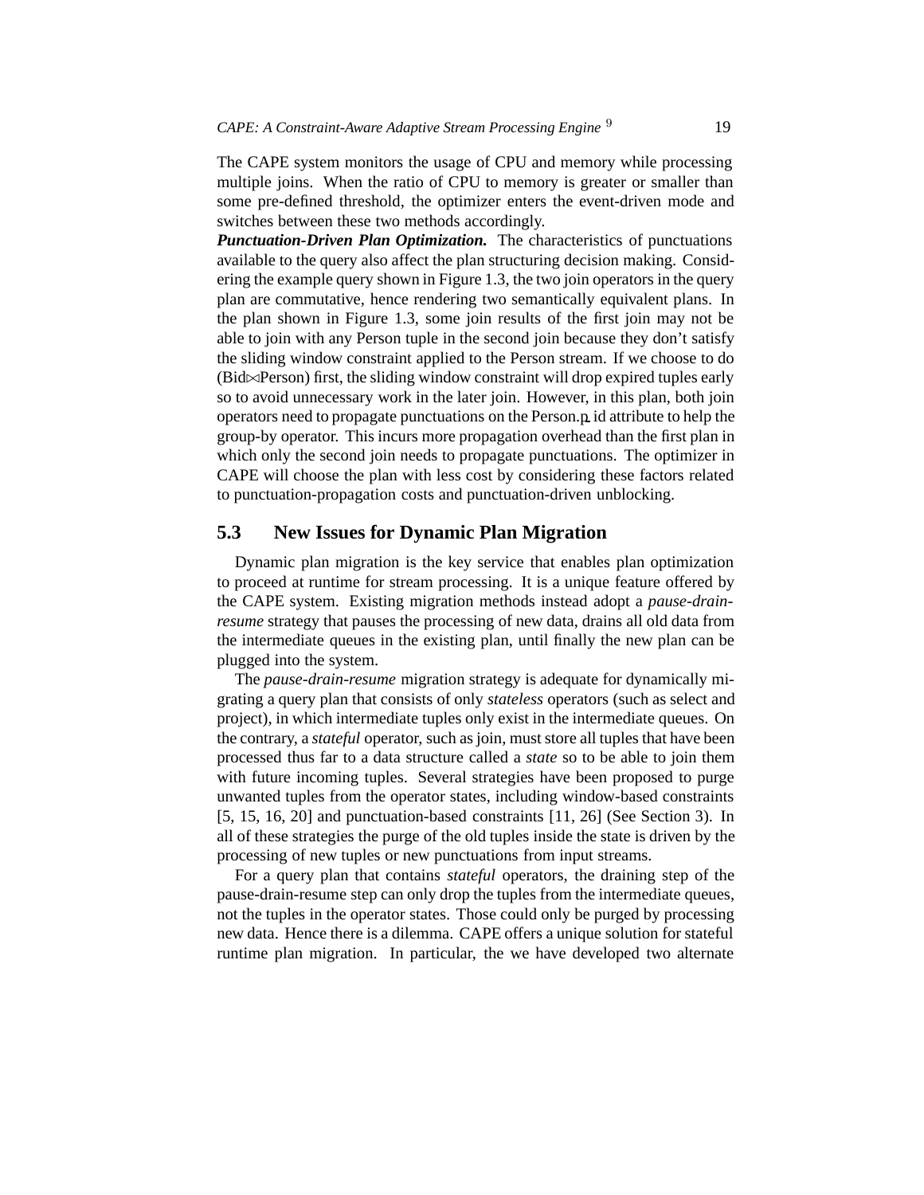The CAPE system monitors the usage of CPU and memory while processing multiple joins. When the ratio of CPU to memory is greater or smaller than some pre-defined threshold, the optimizer enters the event-driven mode and switches between these two methods accordingly.

***Punctuation-Driven Plan Optimization.*** The characteristics of punctuations available to the query also affect the plan structuring decision making. Considering the example query shown in Figure 1.3, the two join operators in the query plan are commutative, hence rendering two semantically equivalent plans. In the plan shown in Figure 1.3, some join results of the first join may not be able to join with any Person tuple in the second join because they don't satisfy the sliding window constraint applied to the Person stream. If we choose to do (Bid$\bowtie$Person) first, the sliding window constraint will drop expired tuples early so to avoid unnecessary work in the later join. However, in this plan, both join operators need to propagate punctuations on the Person.p_id attribute to help the group-by operator. This incurs more propagation overhead than the first plan in which only the second join needs to propagate punctuations. The optimizer in CAPE will choose the plan with less cost by considering these factors related to punctuation-propagation costs and punctuation-driven unblocking.

## 5.3 New Issues for Dynamic Plan Migration

Dynamic plan migration is the key service that enables plan optimization to proceed at runtime for stream processing. It is a unique feature offered by the CAPE system. Existing migration methods instead adopt a *pause-drain-resume* strategy that pauses the processing of new data, drains all old data from the intermediate queues in the existing plan, until finally the new plan can be plugged into the system.

The *pause-drain-resume* migration strategy is adequate for dynamically migrating a query plan that consists of only *stateless* operators (such as select and project), in which intermediate tuples only exist in the intermediate queues. On the contrary, a *stateful* operator, such as join, must store all tuples that have been processed thus far to a data structure called a *state* so to be able to join them with future incoming tuples. Several strategies have been proposed to purge unwanted tuples from the operator states, including window-based constraints [5, 15, 16, 20] and punctuation-based constraints [11, 26] (See Section 3). In all of these strategies the purge of the old tuples inside the state is driven by the processing of new tuples or new punctuations from input streams.

For a query plan that contains *stateful* operators, the draining step of the pause-drain-resume step can only drop the tuples from the intermediate queues, not the tuples in the operator states. Those could only be purged by processing new data. Hence there is a dilemma. CAPE offers a unique solution for stateful runtime plan migration. In particular, the we have developed two alternate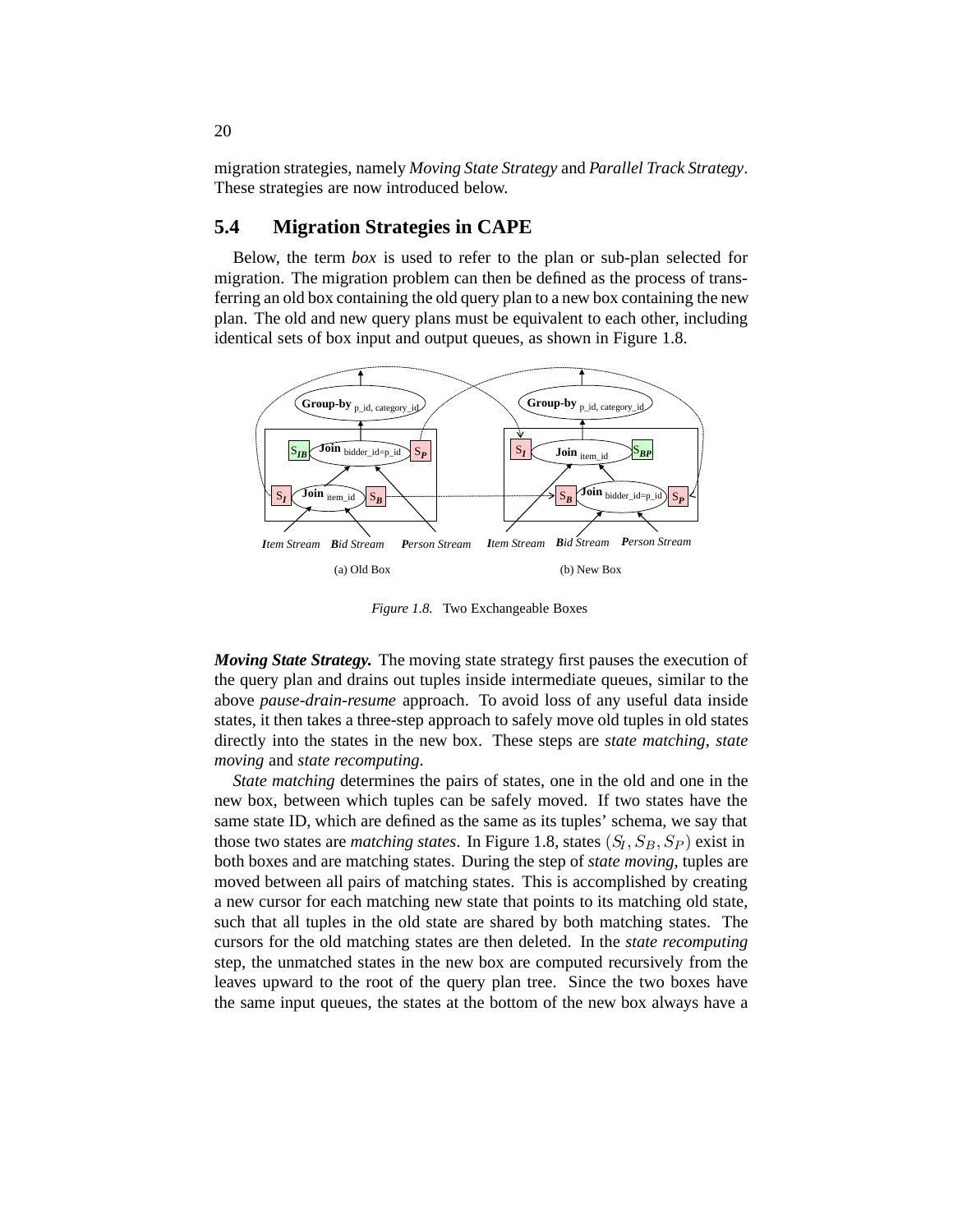migration strategies, namely *Moving State Strategy* and *Parallel Track Strategy*. These strategies are now introduced below.

## 5.4 Migration Strategies in CAPE

Below, the term *box* is used to refer to the plan or sub-plan selected for migration. The migration problem can then be defined as the process of transferring an old box containing the old query plan to a new box containing the new plan. The old and new query plans must be equivalent to each other, including identical sets of box input and output queues, as shown in Figure 1.8.

Group-by p_id, category_id
Join bidder_id=p_id
Join item_id
$S_{IB}$ $S_P$ $S_I$ $S_B$
Item Stream Bid Stream Person Stream
(a) Old Box

Group-by p_id, category_id
Join item_id
Join bidder_id=p_id
$S_I$ $S_{BP}$ $S_B$ $S_P$
Item Stream Bid Stream Person Stream
(b) New Box

*Figure 1.8.* Two Exchangeable Boxes

***Moving State Strategy.*** The moving state strategy first pauses the execution of the query plan and drains out tuples inside intermediate queues, similar to the above *pause-drain-resume* approach. To avoid loss of any useful data inside states, it then takes a three-step approach to safely move old tuples in old states directly into the states in the new box. These steps are *state matching*, *state moving* and *state recomputing*.

*State matching* determines the pairs of states, one in the old and one in the new box, between which tuples can be safely moved. If two states have the same state ID, which are defined as the same as its tuples' schema, we say that those two states are *matching states*. In Figure 1.8, states $(S_I, S_B, S_P)$ exist in both boxes and are matching states. During the step of *state moving*, tuples are moved between all pairs of matching states. This is accomplished by creating a new cursor for each matching new state that points to its matching old state, such that all tuples in the old state are shared by both matching states. The cursors for the old matching states are then deleted. In the *state recomputing* step, the unmatched states in the new box are computed recursively from the leaves upward to the root of the query plan tree. Since the two boxes have the same input queues, the states at the bottom of the new box always have a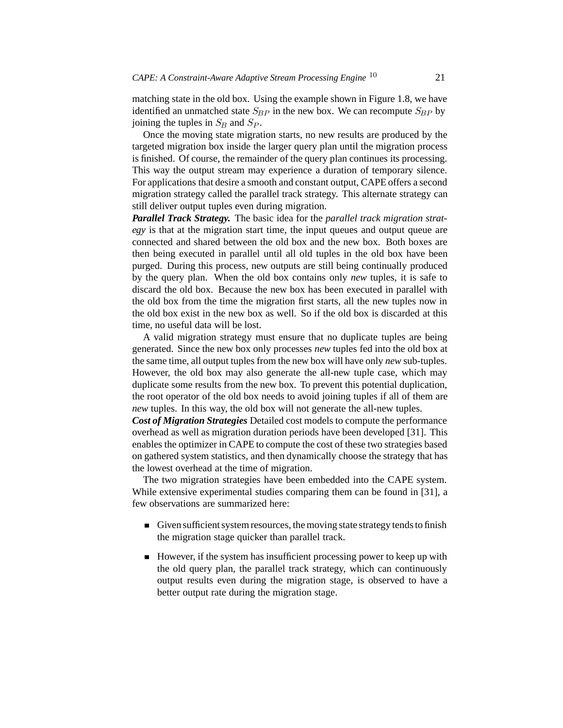matching state in the old box. Using the example shown in Figure 1.8, we have identified an unmatched state $S_{BP}$ in the new box. We can recompute $S_{BP}$ by joining the tuples in $S_B$ and $S_P$.

Once the moving state migration starts, no new results are produced by the targeted migration box inside the larger query plan until the migration process is finished. Of course, the remainder of the query plan continues its processing. This way the output stream may experience a duration of temporary silence. For applications that desire a smooth and constant output, CAPE offers a second migration strategy called the parallel track strategy. This alternate strategy can still deliver output tuples even during migration.

***Parallel Track Strategy.*** The basic idea for the *parallel track migration strategy* is that at the migration start time, the input queues and output queue are connected and shared between the old box and the new box. Both boxes are then being executed in parallel until all old tuples in the old box have been purged. During this process, new outputs are still being continually produced by the query plan. When the old box contains only *new* tuples, it is safe to discard the old box. Because the new box has been executed in parallel with the old box from the time the migration first starts, all the new tuples now in the old box exist in the new box as well. So if the old box is discarded at this time, no useful data will be lost.

A valid migration strategy must ensure that no duplicate tuples are being generated. Since the new box only processes *new* tuples fed into the old box at the same time, all output tuples from the new box will have only *new* sub-tuples. However, the old box may also generate the all-new tuple case, which may duplicate some results from the new box. To prevent this potential duplication, the root operator of the old box needs to avoid joining tuples if all of them are *new* tuples. In this way, the old box will not generate the all-new tuples.

***Cost of Migration Strategies*** Detailed cost models to compute the performance overhead as well as migration duration periods have been developed [31]. This enables the optimizer in CAPE to compute the cost of these two strategies based on gathered system statistics, and then dynamically choose the strategy that has the lowest overhead at the time of migration.

The two migration strategies have been embedded into the CAPE system. While extensive experimental studies comparing them can be found in [31], a few observations are summarized here:

- Given sufficient system resources, the moving state strategy tends to finish the migration stage quicker than parallel track.
- However, if the system has insufficient processing power to keep up with the old query plan, the parallel track strategy, which can continuously output results even during the migration stage, is observed to have a better output rate during the migration stage.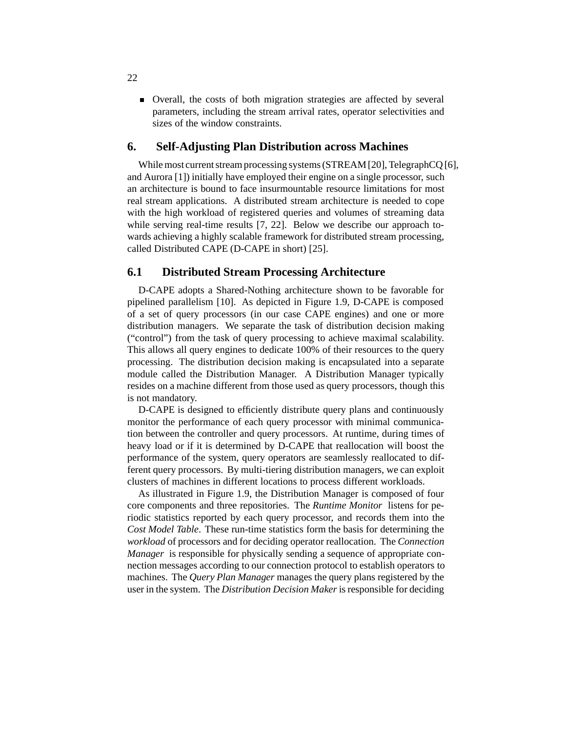- Overall, the costs of both migration strategies are affected by several parameters, including the stream arrival rates, operator selectivities and sizes of the window constraints.

## 6. Self-Adjusting Plan Distribution across Machines

While most current stream processing systems (STREAM [20], TelegraphCQ [6], and Aurora [1]) initially have employed their engine on a single processor, such an architecture is bound to face insurmountable resource limitations for most real stream applications. A distributed stream architecture is needed to cope with the high workload of registered queries and volumes of streaming data while serving real-time results [7, 22]. Below we describe our approach towards achieving a highly scalable framework for distributed stream processing, called Distributed CAPE (D-CAPE in short) [25].

### 6.1 Distributed Stream Processing Architecture

D-CAPE adopts a Shared-Nothing architecture shown to be favorable for pipelined parallelism [10]. As depicted in Figure 1.9, D-CAPE is composed of a set of query processors (in our case CAPE engines) and one or more distribution managers. We separate the task of distribution decision making ("control") from the task of query processing to achieve maximal scalability. This allows all query engines to dedicate 100% of their resources to the query processing. The distribution decision making is encapsulated into a separate module called the Distribution Manager. A Distribution Manager typically resides on a machine different from those used as query processors, though this is not mandatory.

D-CAPE is designed to efficiently distribute query plans and continuously monitor the performance of each query processor with minimal communication between the controller and query processors. At runtime, during times of heavy load or if it is determined by D-CAPE that reallocation will boost the performance of the system, query operators are seamlessly reallocated to different query processors. By multi-tiering distribution managers, we can exploit clusters of machines in different locations to process different workloads.

As illustrated in Figure 1.9, the Distribution Manager is composed of four core components and three repositories. The *Runtime Monitor* listens for periodic statistics reported by each query processor, and records them into the *Cost Model Table*. These run-time statistics form the basis for determining the *workload* of processors and for deciding operator reallocation. The *Connection Manager* is responsible for physically sending a sequence of appropriate connection messages according to our connection protocol to establish operators to machines. The *Query Plan Manager* manages the query plans registered by the user in the system. The *Distribution Decision Maker* is responsible for deciding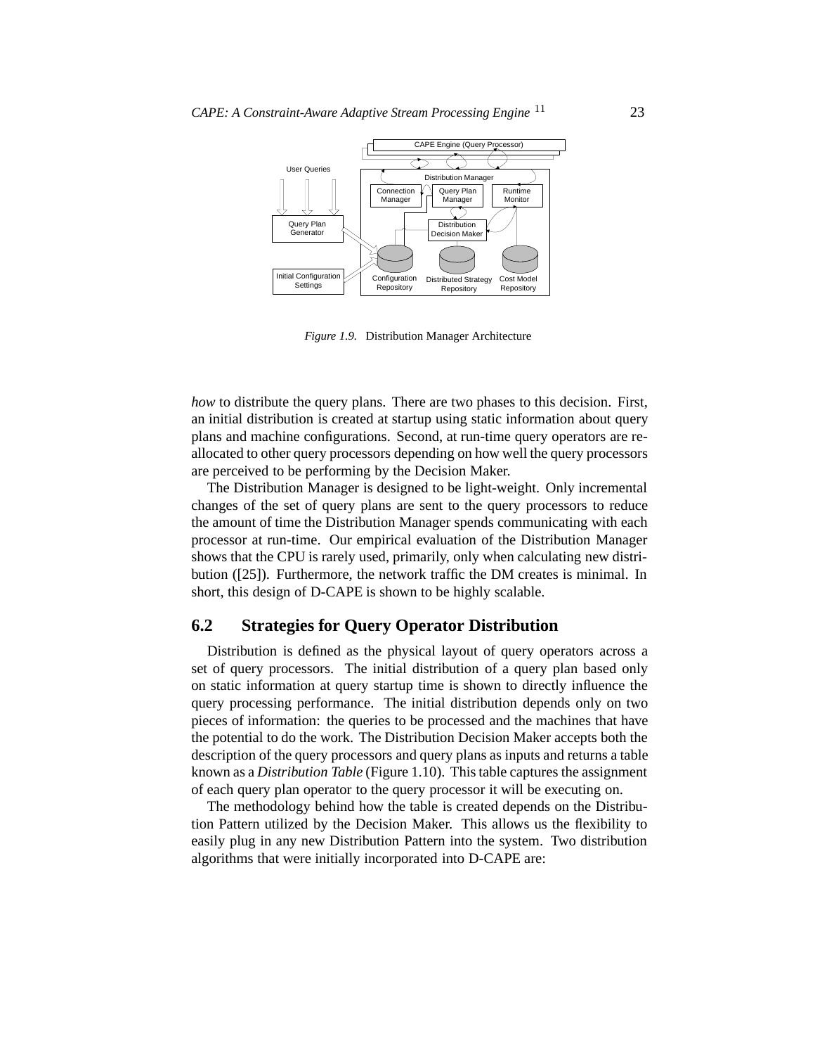Figure 1.9. Distribution Manager Architecture

*how* to distribute the query plans. There are two phases to this decision. First, an initial distribution is created at startup using static information about query plans and machine configurations. Second, at run-time query operators are reallocated to other query processors depending on how well the query processors are perceived to be performing by the Decision Maker.

The Distribution Manager is designed to be light-weight. Only incremental changes of the set of query plans are sent to the query processors to reduce the amount of time the Distribution Manager spends communicating with each processor at run-time. Our empirical evaluation of the Distribution Manager shows that the CPU is rarely used, primarily, only when calculating new distribution ([25]). Furthermore, the network traffic the DM creates is minimal. In short, this design of D-CAPE is shown to be highly scalable.

## 6.2 Strategies for Query Operator Distribution

Distribution is defined as the physical layout of query operators across a set of query processors. The initial distribution of a query plan based only on static information at query startup time is shown to directly influence the query processing performance. The initial distribution depends only on two pieces of information: the queries to be processed and the machines that have the potential to do the work. The Distribution Decision Maker accepts both the description of the query processors and query plans as inputs and returns a table known as a *Distribution Table* (Figure 1.10). This table captures the assignment of each query plan operator to the query processor it will be executing on.

The methodology behind how the table is created depends on the Distribution Pattern utilized by the Decision Maker. This allows us the flexibility to easily plug in any new Distribution Pattern into the system. Two distribution algorithms that were initially incorporated into D-CAPE are: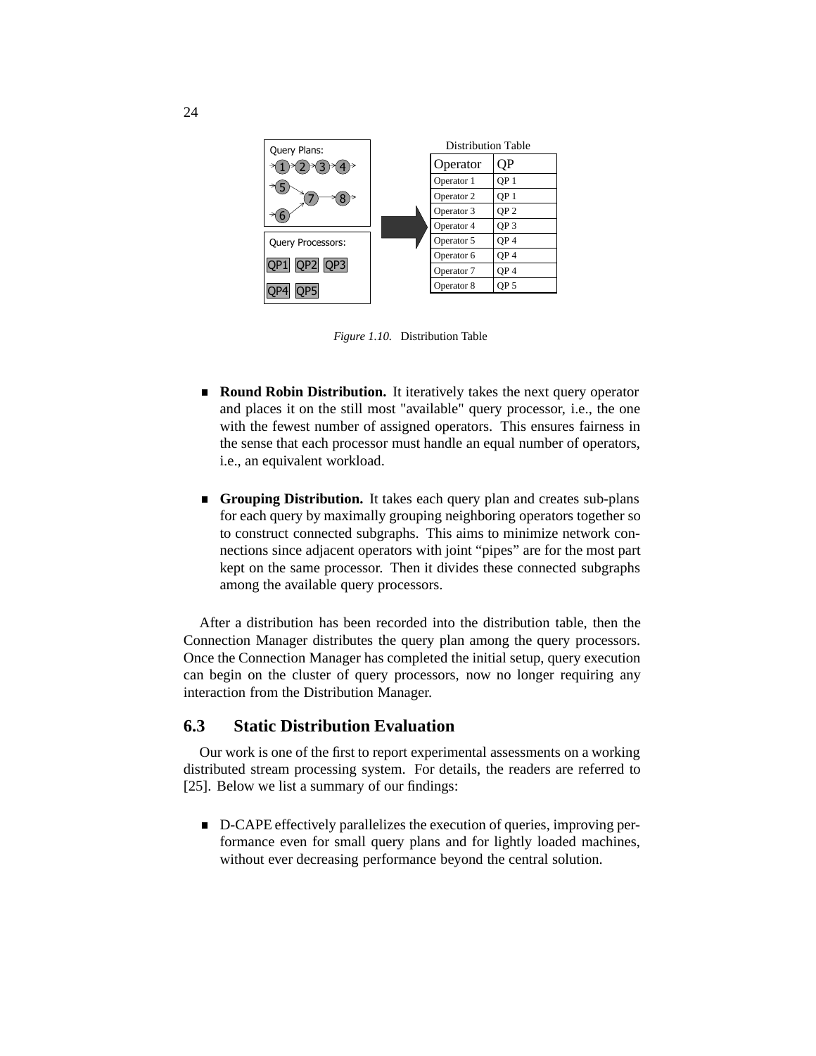Query Plans:

Query Processors:

QP1 QP2 QP3

QP4 QP5

Distribution Table

| Operator | QP |
|---|---|
| Operator 1 | QP 1 |
| Operator 2 | QP 1 |
| Operator 3 | QP 2 |
| Operator 4 | QP 3 |
| Operator 5 | QP 4 |
| Operator 6 | QP 4 |
| Operator 7 | QP 4 |
| Operator 8 | QP 5 |

*Figure 1.10.* Distribution Table

- **Round Robin Distribution.** It iteratively takes the next query operator and places it on the still most "available" query processor, i.e., the one with the fewest number of assigned operators. This ensures fairness in the sense that each processor must handle an equal number of operators, i.e., an equivalent workload.

- **Grouping Distribution.** It takes each query plan and creates sub-plans for each query by maximally grouping neighboring operators together so to construct connected subgraphs. This aims to minimize network connections since adjacent operators with joint "pipes" are for the most part kept on the same processor. Then it divides these connected subgraphs among the available query processors.

After a distribution has been recorded into the distribution table, then the Connection Manager distributes the query plan among the query processors. Once the Connection Manager has completed the initial setup, query execution can begin on the cluster of query processors, now no longer requiring any interaction from the Distribution Manager.

## 6.3 Static Distribution Evaluation

Our work is one of the first to report experimental assessments on a working distributed stream processing system. For details, the readers are referred to [25]. Below we list a summary of our findings:

- D-CAPE effectively parallelizes the execution of queries, improving performance even for small query plans and for lightly loaded machines, without ever decreasing performance beyond the central solution.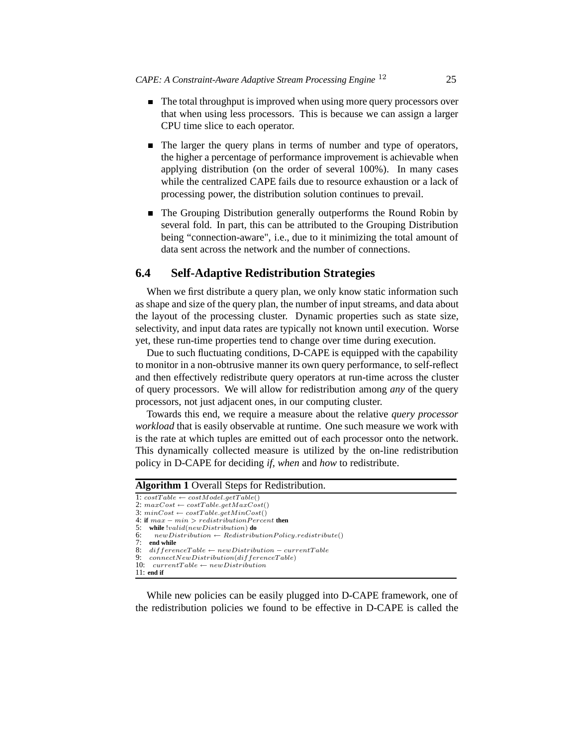- The total throughput is improved when using more query processors over that when using less processors. This is because we can assign a larger CPU time slice to each operator.
- The larger the query plans in terms of number and type of operators, the higher a percentage of performance improvement is achievable when applying distribution (on the order of several 100%). In many cases while the centralized CAPE fails due to resource exhaustion or a lack of processing power, the distribution solution continues to prevail.
- The Grouping Distribution generally outperforms the Round Robin by several fold. In part, this can be attributed to the Grouping Distribution being "connection-aware", i.e., due to it minimizing the total amount of data sent across the network and the number of connections.

## 6.4 Self-Adaptive Redistribution Strategies

When we first distribute a query plan, we only know static information such as shape and size of the query plan, the number of input streams, and data about the layout of the processing cluster. Dynamic properties such as state size, selectivity, and input data rates are typically not known until execution. Worse yet, these run-time properties tend to change over time during execution.

Due to such fluctuating conditions, D-CAPE is equipped with the capability to monitor in a non-obtrusive manner its own query performance, to self-reflect and then effectively redistribute query operators at run-time across the cluster of query processors. We will allow for redistribution among *any* of the query processors, not just adjacent ones, in our computing cluster.

Towards this end, we require a measure about the relative *query processor workload* that is easily observable at runtime. One such measure we work with is the rate at which tuples are emitted out of each processor onto the network. This dynamically collected measure is utilized by the on-line redistribution policy in D-CAPE for deciding *if*, *when* and *how* to redistribute.

**Algorithm 1** Overall Steps for Redistribution.

1: $costTable \leftarrow costModel.getTable()$
2: $maxCost \leftarrow costTable.getMaxCost()$
3: $minCost \leftarrow costTable.getMinCost()$
4: **if** $max - min > redistributionPercent$ **then**
5: &nbsp;&nbsp;**while** $!valid(newDistribution)$ **do**
6: &nbsp;&nbsp;&nbsp;&nbsp;$newDistribution \leftarrow RedistributionPolicy.redistribute()$
7: &nbsp;&nbsp;**end while**
8: &nbsp;&nbsp;$differenceTable \leftarrow newDistribution - currentTable$
9: &nbsp;&nbsp;$connectNewDistribution(differenceTable)$
10: &nbsp;&nbsp;$currentTable \leftarrow newDistribution$
11: **end if**

While new policies can be easily plugged into D-CAPE framework, one of the redistribution policies we found to be effective in D-CAPE is called the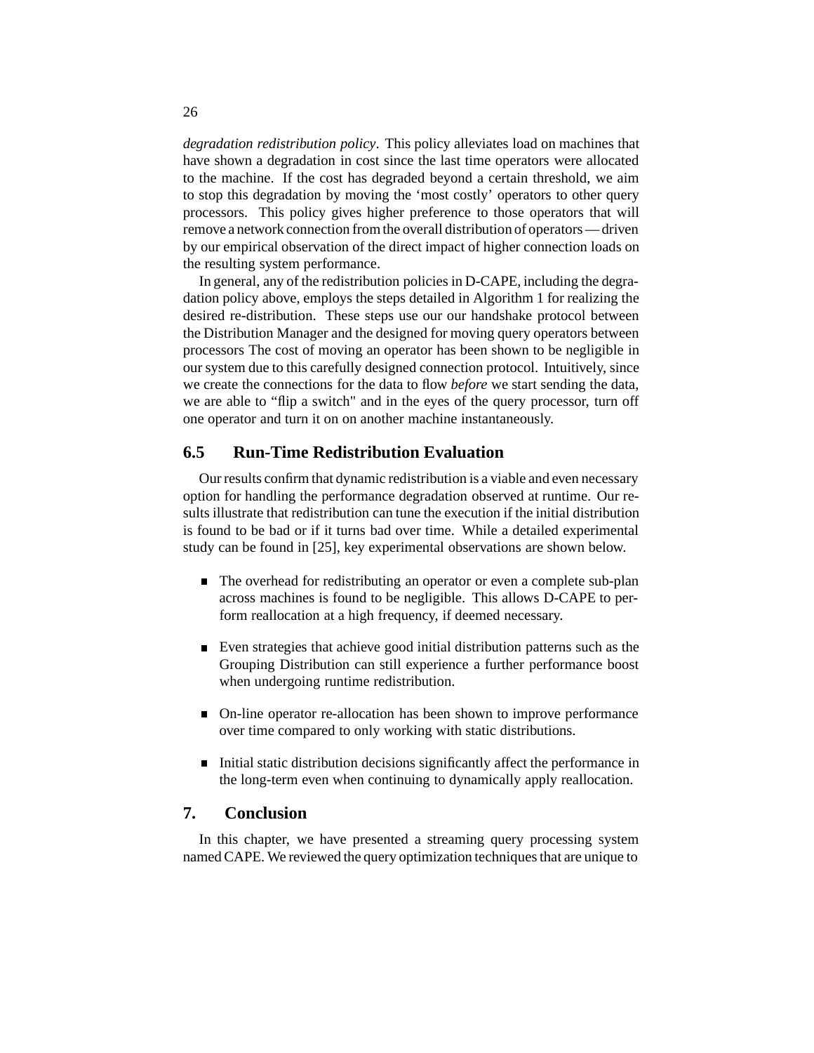*degradation redistribution policy*. This policy alleviates load on machines that have shown a degradation in cost since the last time operators were allocated to the machine. If the cost has degraded beyond a certain threshold, we aim to stop this degradation by moving the 'most costly' operators to other query processors. This policy gives higher preference to those operators that will remove a network connection from the overall distribution of operators — driven by our empirical observation of the direct impact of higher connection loads on the resulting system performance.

In general, any of the redistribution policies in D-CAPE, including the degradation policy above, employs the steps detailed in Algorithm 1 for realizing the desired re-distribution. These steps use our our handshake protocol between the Distribution Manager and the designed for moving query operators between processors The cost of moving an operator has been shown to be negligible in our system due to this carefully designed connection protocol. Intuitively, since we create the connections for the data to flow *before* we start sending the data, we are able to "flip a switch" and in the eyes of the query processor, turn off one operator and turn it on on another machine instantaneously.

## 6.5 Run-Time Redistribution Evaluation

Our results confirm that dynamic redistribution is a viable and even necessary option for handling the performance degradation observed at runtime. Our results illustrate that redistribution can tune the execution if the initial distribution is found to be bad or if it turns bad over time. While a detailed experimental study can be found in [25], key experimental observations are shown below.

- The overhead for redistributing an operator or even a complete sub-plan across machines is found to be negligible. This allows D-CAPE to perform reallocation at a high frequency, if deemed necessary.

- Even strategies that achieve good initial distribution patterns such as the Grouping Distribution can still experience a further performance boost when undergoing runtime redistribution.

- On-line operator re-allocation has been shown to improve performance over time compared to only working with static distributions.

- Initial static distribution decisions significantly affect the performance in the long-term even when continuing to dynamically apply reallocation.

# 7. Conclusion

In this chapter, we have presented a streaming query processing system named CAPE. We reviewed the query optimization techniques that are unique to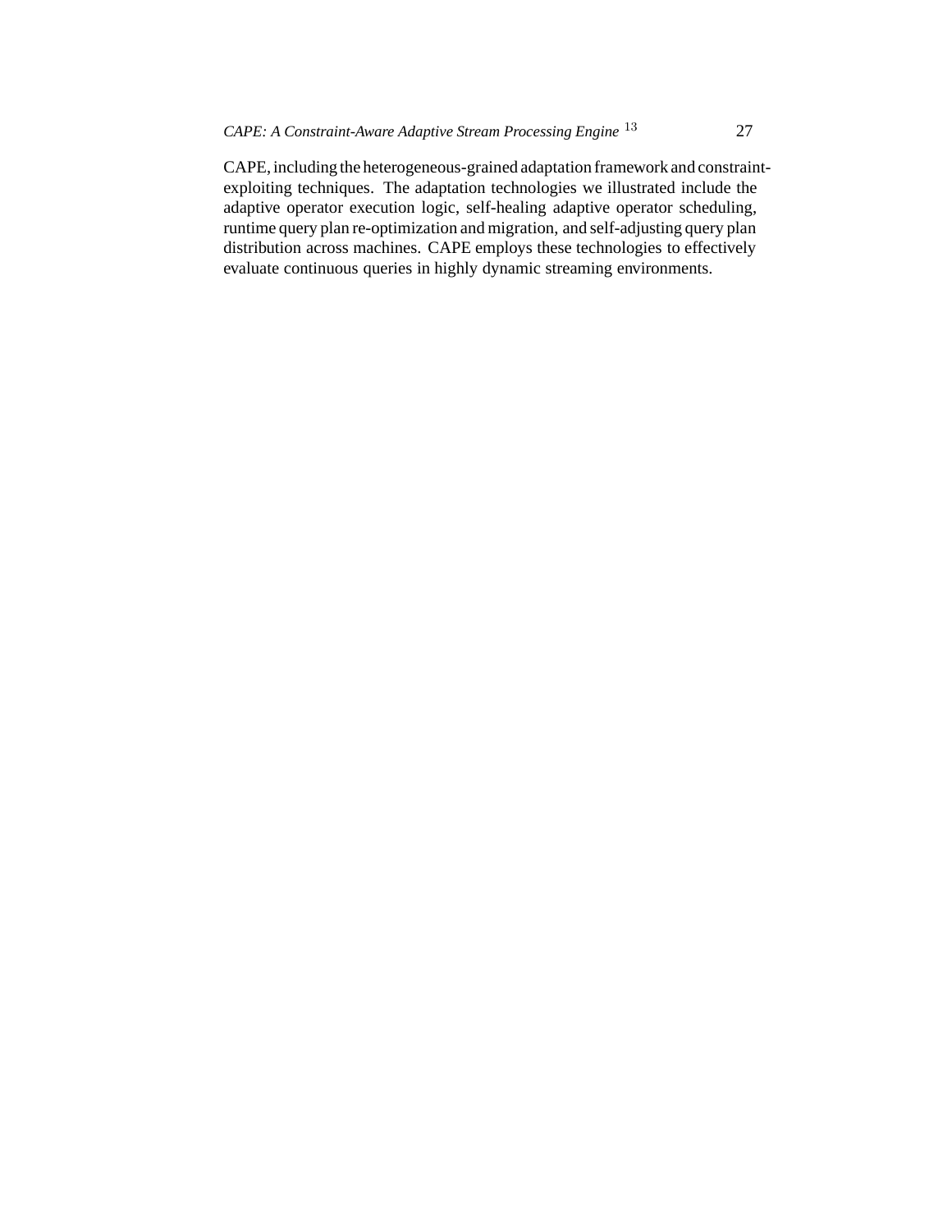CAPE, including the heterogeneous-grained adaptation framework and constraint-exploiting techniques. The adaptation technologies we illustrated include the adaptive operator execution logic, self-healing adaptive operator scheduling, runtime query plan re-optimization and migration, and self-adjusting query plan distribution across machines. CAPE employs these technologies to effectively evaluate continuous queries in highly dynamic streaming environments.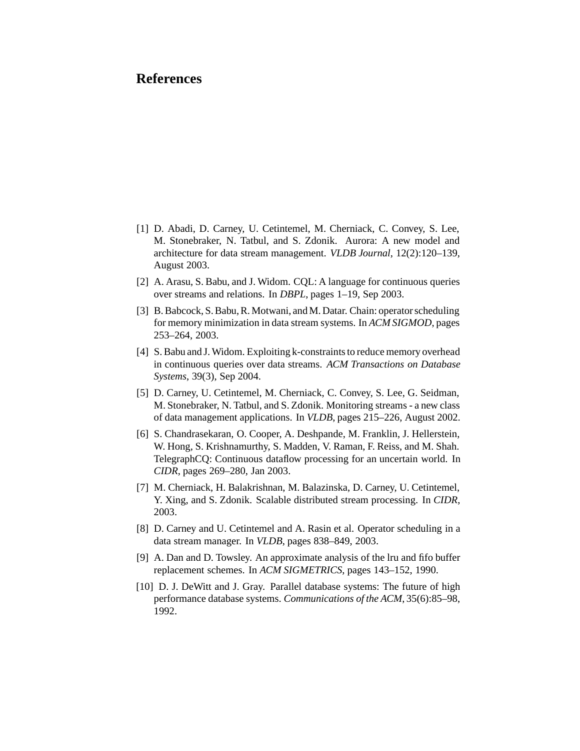# References

[1] D. Abadi, D. Carney, U. Cetintemel, M. Cherniack, C. Convey, S. Lee, M. Stonebraker, N. Tatbul, and S. Zdonik. Aurora: A new model and architecture for data stream management. *VLDB Journal*, 12(2):120–139, August 2003.

[2] A. Arasu, S. Babu, and J. Widom. CQL: A language for continuous queries over streams and relations. In *DBPL*, pages 1–19, Sep 2003.

[3] B. Babcock, S. Babu, R. Motwani, and M. Datar. Chain: operator scheduling for memory minimization in data stream systems. In *ACM SIGMOD*, pages 253–264, 2003.

[4] S. Babu and J. Widom. Exploiting k-constraints to reduce memory overhead in continuous queries over data streams. *ACM Transactions on Database Systems*, 39(3), Sep 2004.

[5] D. Carney, U. Cetintemel, M. Cherniack, C. Convey, S. Lee, G. Seidman, M. Stonebraker, N. Tatbul, and S. Zdonik. Monitoring streams - a new class of data management applications. In *VLDB*, pages 215–226, August 2002.

[6] S. Chandrasekaran, O. Cooper, A. Deshpande, M. Franklin, J. Hellerstein, W. Hong, S. Krishnamurthy, S. Madden, V. Raman, F. Reiss, and M. Shah. TelegraphCQ: Continuous dataflow processing for an uncertain world. In *CIDR*, pages 269–280, Jan 2003.

[7] M. Cherniack, H. Balakrishnan, M. Balazinska, D. Carney, U. Cetintemel, Y. Xing, and S. Zdonik. Scalable distributed stream processing. In *CIDR*, 2003.

[8] D. Carney and U. Cetintemel and A. Rasin et al. Operator scheduling in a data stream manager. In *VLDB*, pages 838–849, 2003.

[9] A. Dan and D. Towsley. An approximate analysis of the lru and fifo buffer replacement schemes. In *ACM SIGMETRICS*, pages 143–152, 1990.

[10] D. J. DeWitt and J. Gray. Parallel database systems: The future of high performance database systems. *Communications of the ACM*, 35(6):85–98, 1992.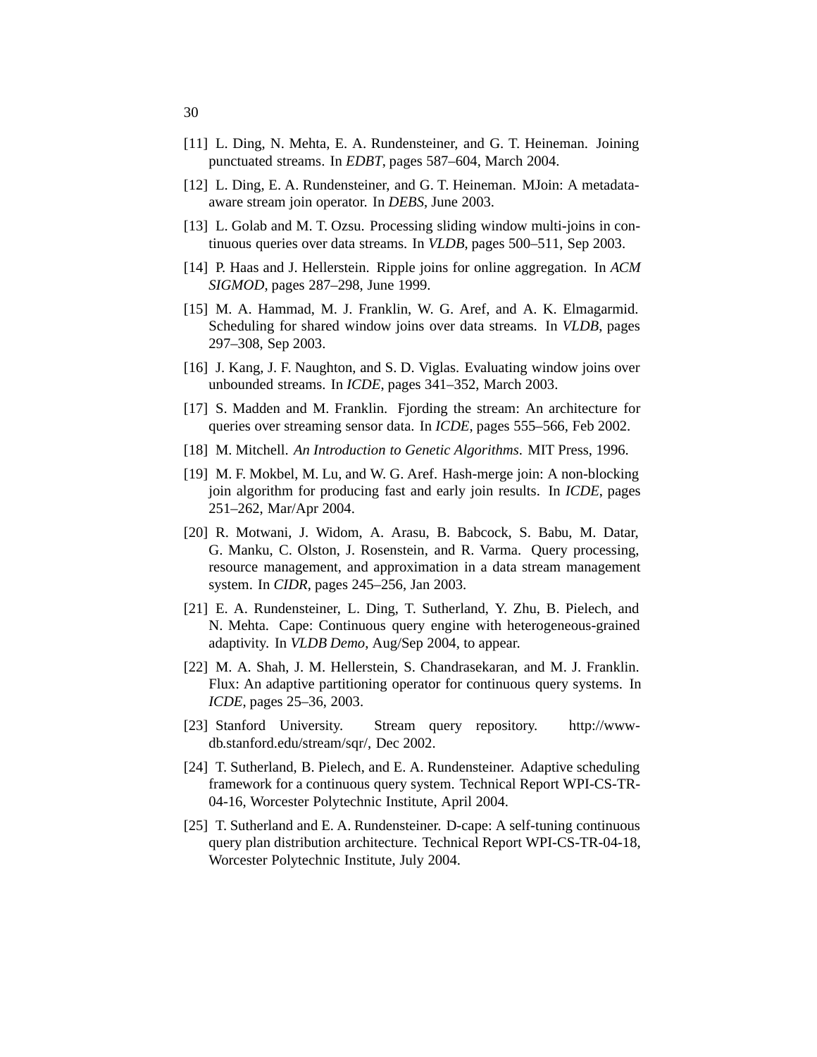[11] L. Ding, N. Mehta, E. A. Rundensteiner, and G. T. Heineman. Joining punctuated streams. In *EDBT*, pages 587–604, March 2004.

[12] L. Ding, E. A. Rundensteiner, and G. T. Heineman. MJoin: A metadata-aware stream join operator. In *DEBS*, June 2003.

[13] L. Golab and M. T. Ozsu. Processing sliding window multi-joins in continuous queries over data streams. In *VLDB*, pages 500–511, Sep 2003.

[14] P. Haas and J. Hellerstein. Ripple joins for online aggregation. In *ACM SIGMOD*, pages 287–298, June 1999.

[15] M. A. Hammad, M. J. Franklin, W. G. Aref, and A. K. Elmagarmid. Scheduling for shared window joins over data streams. In *VLDB*, pages 297–308, Sep 2003.

[16] J. Kang, J. F. Naughton, and S. D. Viglas. Evaluating window joins over unbounded streams. In *ICDE*, pages 341–352, March 2003.

[17] S. Madden and M. Franklin. Fjording the stream: An architecture for queries over streaming sensor data. In *ICDE*, pages 555–566, Feb 2002.

[18] M. Mitchell. *An Introduction to Genetic Algorithms*. MIT Press, 1996.

[19] M. F. Mokbel, M. Lu, and W. G. Aref. Hash-merge join: A non-blocking join algorithm for producing fast and early join results. In *ICDE*, pages 251–262, Mar/Apr 2004.

[20] R. Motwani, J. Widom, A. Arasu, B. Babcock, S. Babu, M. Datar, G. Manku, C. Olston, J. Rosenstein, and R. Varma. Query processing, resource management, and approximation in a data stream management system. In *CIDR*, pages 245–256, Jan 2003.

[21] E. A. Rundensteiner, L. Ding, T. Sutherland, Y. Zhu, B. Pielech, and N. Mehta. Cape: Continuous query engine with heterogeneous-grained adaptivity. In *VLDB Demo*, Aug/Sep 2004, to appear.

[22] M. A. Shah, J. M. Hellerstein, S. Chandrasekaran, and M. J. Franklin. Flux: An adaptive partitioning operator for continuous query systems. In *ICDE*, pages 25–36, 2003.

[23] Stanford University. Stream query repository. http://www-db.stanford.edu/stream/sqr/, Dec 2002.

[24] T. Sutherland, B. Pielech, and E. A. Rundensteiner. Adaptive scheduling framework for a continuous query system. Technical Report WPI-CS-TR-04-16, Worcester Polytechnic Institute, April 2004.

[25] T. Sutherland and E. A. Rundensteiner. D-cape: A self-tuning continuous query plan distribution architecture. Technical Report WPI-CS-TR-04-18, Worcester Polytechnic Institute, July 2004.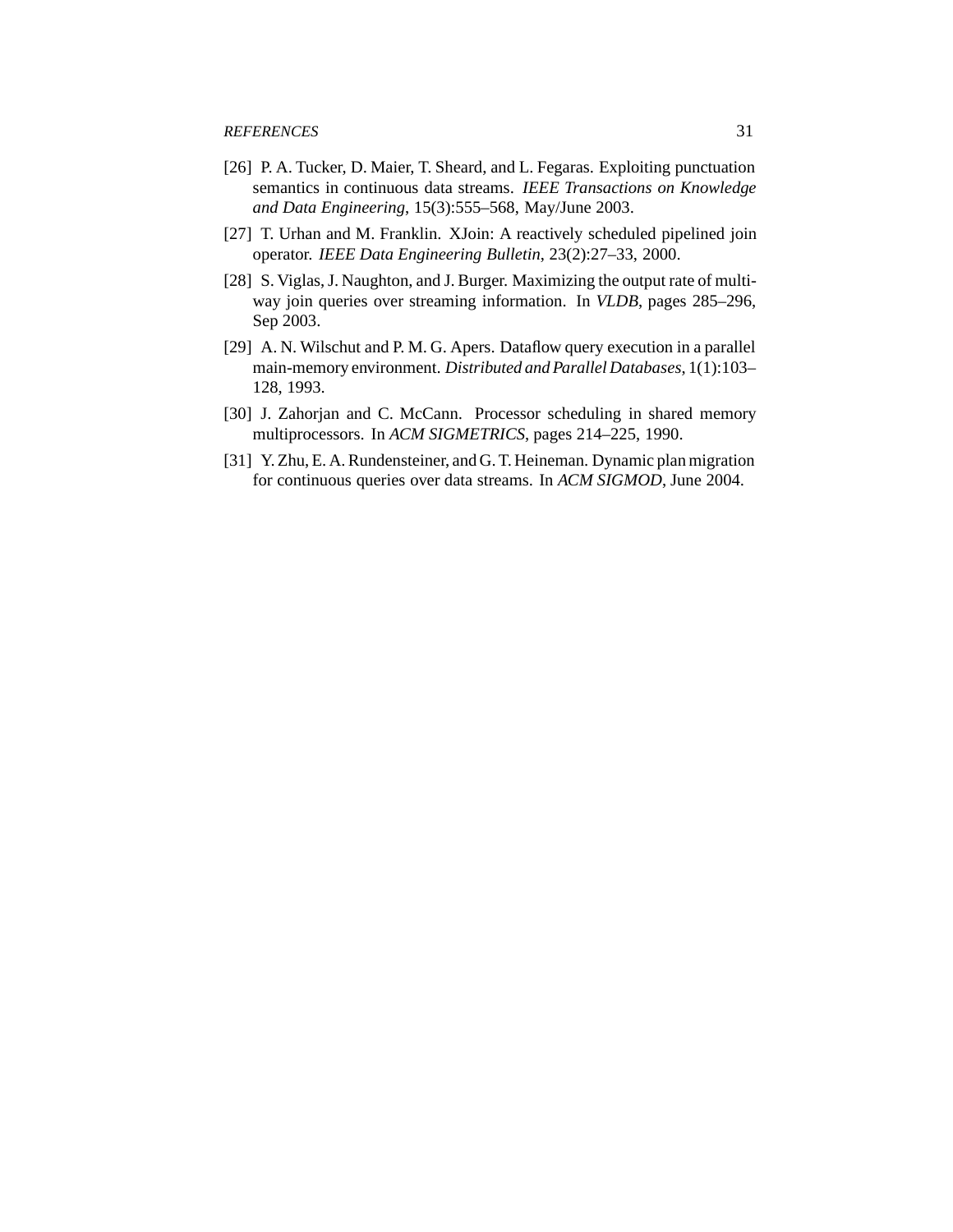[26] P. A. Tucker, D. Maier, T. Sheard, and L. Fegaras. Exploiting punctuation semantics in continuous data streams. *IEEE Transactions on Knowledge and Data Engineering*, 15(3):555–568, May/June 2003.

[27] T. Urhan and M. Franklin. XJoin: A reactively scheduled pipelined join operator. *IEEE Data Engineering Bulletin*, 23(2):27–33, 2000.

[28] S. Viglas, J. Naughton, and J. Burger. Maximizing the output rate of multi-way join queries over streaming information. In *VLDB*, pages 285–296, Sep 2003.

[29] A. N. Wilschut and P. M. G. Apers. Dataflow query execution in a parallel main-memory environment. *Distributed and Parallel Databases*, 1(1):103–128, 1993.

[30] J. Zahorjan and C. McCann. Processor scheduling in shared memory multiprocessors. In *ACM SIGMETRICS*, pages 214–225, 1990.

[31] Y. Zhu, E. A. Rundensteiner, and G. T. Heineman. Dynamic plan migration for continuous queries over data streams. In *ACM SIGMOD*, June 2004.